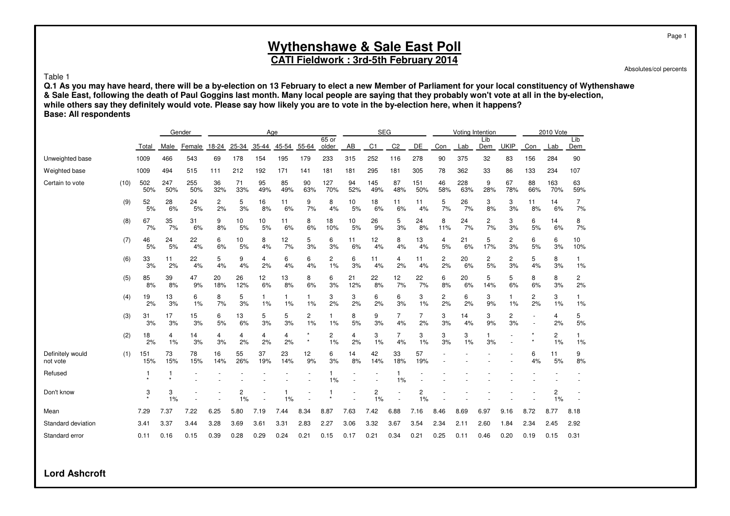# Wythenshawe & Sale East Poll

## CATI Fieldwork : 3rd-5th February 2014

Absolutes/col percents

Table 1

**Q.1 As you may have heard, there will be a by-election on 13 February to elect a new Member of Parliament for your local constituency of Wythenshawe & Sale East, following the death of Paul Goggins last month. Many local people are saying that they probably won't vote at all in the by-election, while others say they definitely would vote. Please say how likely you are to vote in the by-election here, when it happens?**

**Base: All respondents**

| | | | Gender | | Age | | | | | | SEG | | | | Voting Intention | | | | 2010 Vote | | |
|---|---|---|---|---|---|---|---|---|---|---|---|---|---|---|---|---|---|---|---|---|---|
| | | Total | Male | Female | 18-24 | 25-34 | 35-44 | 45-54 | 55-64 | 65 or older | AB | C1 | C2 | DE | Con | Lab | Lib Dem | UKIP | Con | Lab | Lib Dem |
| Unweighted base | | 1009 | 466 | 543 | 69 | 178 | 154 | 195 | 179 | 233 | 315 | 252 | 116 | 278 | 90 | 375 | 32 | 83 | 156 | 284 | 90 |
| Weighted base | | 1009 | 494 | 515 | 111 | 212 | 192 | 171 | 141 | 181 | 181 | 295 | 181 | 305 | 78 | 362 | 33 | 86 | 133 | 234 | 107 |
| Certain to vote | (10) | 502 | 247 | 255 | 36 | 71 | 95 | 85 | 90 | 127 | 94 | 145 | 87 | 151 | 46 | 228 | 9 | 67 | 88 | 163 | 63 |
| | | 50% | 50% | 50% | 32% | 33% | 49% | 49% | 63% | 70% | 52% | 49% | 48% | 50% | 58% | 63% | 28% | 78% | 66% | 70% | 59% |
| | (9) | 52 | 28 | 24 | 2 | 5 | 16 | 11 | 9 | 8 | 10 | 18 | 11 | 11 | 5 | 26 | 3 | 3 | 11 | 14 | 7 |
| | | 5% | 6% | 5% | 2% | 3% | 8% | 6% | 7% | 4% | 5% | 6% | 6% | 4% | 7% | 7% | 8% | 3% | 8% | 6% | 7% |
| | (8) | 67 | 35 | 31 | 9 | 10 | 10 | 11 | 8 | 18 | 10 | 26 | 5 | 24 | 8 | 24 | 2 | 3 | 6 | 14 | 8 |
| | | 7% | 7% | 6% | 8% | 5% | 5% | 6% | 6% | 10% | 5% | 9% | 3% | 8% | 11% | 7% | 7% | 3% | 5% | 6% | 7% |
| | (7) | 46 | 24 | 22 | 6 | 10 | 8 | 12 | 5 | 6 | 11 | 12 | 8 | 13 | 4 | 21 | 5 | 2 | 6 | 6 | 10 |
| | | 5% | 5% | 4% | 6% | 5% | 4% | 7% | 3% | 3% | 6% | 4% | 4% | 4% | 5% | 6% | 17% | 3% | 5% | 3% | 10% |
| | (6) | 33 | 11 | 22 | 5 | 9 | 4 | 6 | 6 | 2 | 6 | 11 | 4 | 11 | 2 | 20 | 2 | 2 | 5 | 8 | 1 |
| | | 3% | 2% | 4% | 4% | 4% | 2% | 4% | 4% | 1% | 3% | 4% | 2% | 4% | 2% | 6% | 5% | 3% | 4% | 3% | 1% |
| | (5) | 85 | 39 | 47 | 20 | 26 | 12 | 13 | 8 | 6 | 21 | 22 | 12 | 22 | 6 | 20 | 5 | 5 | 8 | 8 | 2 |
| | | 8% | 8% | 9% | 18% | 12% | 6% | 8% | 6% | 3% | 12% | 8% | 7% | 7% | 8% | 6% | 14% | 6% | 6% | 3% | 2% |
| | (4) | 19 | 13 | 6 | 8 | 5 | 1 | 1 | 1 | 3 | 3 | 6 | 6 | 3 | 2 | 6 | 3 | 1 | 2 | 3 | 1 |
| | | 2% | 3% | 1% | 7% | 3% | 1% | 1% | 1% | 2% | 2% | 2% | 3% | 1% | 2% | 2% | 9% | 1% | 2% | 1% | 1% |
| | (3) | 31 | 17 | 15 | 6 | 13 | 5 | 5 | 2 | 1 | 8 | 9 | 7 | 7 | 3 | 14 | 3 | 2 | - | 4 | 5 |
| | | 3% | 3% | 3% | 5% | 6% | 3% | 3% | 1% | 1% | 5% | 3% | 4% | 2% | 3% | 4% | 9% | 3% | - | 2% | 5% |
| | (2) | 18 | 4 | 14 | 4 | 4 | 4 | 4 | * | 2 | 4 | 3 | 7 | 3 | 3 | 3 | 1 | - | * | 2 | 1 |
| | | 2% | 1% | 3% | 3% | 2% | 2% | 2% | * | 1% | 2% | 1% | 4% | 1% | 3% | 1% | 3% | - | * | 1% | 1% |
| Definitely would not vote | (1) | 151 | 73 | 78 | 16 | 55 | 37 | 23 | 12 | 6 | 14 | 42 | 33 | 57 | - | - | - | - | 6 | 11 | 9 |
| | | 15% | 15% | 15% | 14% | 26% | 19% | 14% | 9% | 3% | 8% | 14% | 18% | 19% | - | - | - | - | 4% | 5% | 8% |
| Refused | | 1 | 1 | - | - | - | - | - | - | 1 | - | - | 1 | - | - | - | - | - | - | - | - |
| | | * | * | - | - | - | - | - | - | 1% | - | - | 1% | - | - | - | - | - | - | - | - |
| Don't know | | 3 | 3 | - | - | 2 | - | 1 | - | 1 | - | 2 | - | 2 | - | - | - | - | - | 2 | - |
| | | * | 1% | - | - | 1% | - | 1% | - | * | - | 1% | - | 1% | - | - | - | - | - | 1% | - |
| Mean | | 7.29 | 7.37 | 7.22 | 6.25 | 5.80 | 7.19 | 7.44 | 8.34 | 8.87 | 7.63 | 7.42 | 6.88 | 7.16 | 8.46 | 8.69 | 6.97 | 9.16 | 8.72 | 8.77 | 8.18 |
| Standard deviation | | 3.41 | 3.37 | 3.44 | 3.28 | 3.69 | 3.61 | 3.31 | 2.83 | 2.27 | 3.06 | 3.32 | 3.67 | 3.54 | 2.34 | 2.11 | 2.60 | 1.84 | 2.34 | 2.45 | 2.92 |
| Standard error | | 0.11 | 0.16 | 0.15 | 0.39 | 0.28 | 0.29 | 0.24 | 0.21 | 0.15 | 0.17 | 0.21 | 0.34 | 0.21 | 0.25 | 0.11 | 0.46 | 0.20 | 0.19 | 0.15 | 0.31 |

**Lord Ashcroft**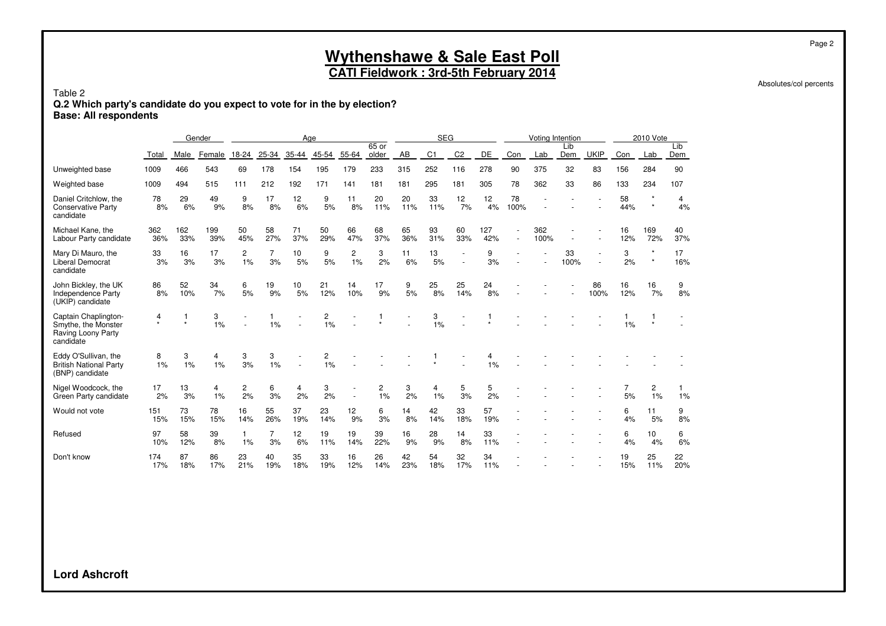# Wythenshawe & Sale East Poll

## CATI Fieldwork : 3rd-5th February 2014

Absolutes/col percents

Table 2

**Q.2 Which party's candidate do you expect to vote for in the by election?**

**Base: All respondents**

| | | Gender | | Age | | | | | | SEG | | | | Voting Intention | | | | 2010 Vote | | |
|---|---|---|---|---|---|---|---|---|---|---|---|---|---|---|---|---|---|---|---|---|
| | Total | Male | Female | 18-24 | 25-34 | 35-44 | 45-54 | 55-64 | 65 or older | AB | C1 | C2 | DE | Con | Lab | Lib Dem | UKIP | Con | Lab | Lib Dem |
| Unweighted base | 1009 | 466 | 543 | 69 | 178 | 154 | 195 | 179 | 233 | 315 | 252 | 116 | 278 | 90 | 375 | 32 | 83 | 156 | 284 | 90 |
| Weighted base | 1009 | 494 | 515 | 111 | 212 | 192 | 171 | 141 | 181 | 181 | 295 | 181 | 305 | 78 | 362 | 33 | 86 | 133 | 234 | 107 |
| Daniel Critchlow, the Conservative Party candidate | 78<br>8% | 29<br>6% | 49<br>9% | 9<br>8% | 17<br>8% | 12<br>6% | 9<br>5% | 11<br>8% | 20<br>11% | 20<br>11% | 33<br>11% | 12<br>7% | 12<br>4% | 78<br>100% | -<br>- | -<br>- | -<br>- | 58<br>44% | *<br>* | 4<br>4% |
| Michael Kane, the Labour Party candidate | 362<br>36% | 162<br>33% | 199<br>39% | 50<br>45% | 58<br>27% | 71<br>37% | 50<br>29% | 66<br>47% | 68<br>37% | 65<br>36% | 93<br>31% | 60<br>33% | 127<br>42% | -<br>- | 362<br>100% | -<br>- | -<br>- | 16<br>12% | 169<br>72% | 40<br>37% |
| Mary Di Mauro, the Liberal Democrat candidate | 33<br>3% | 16<br>3% | 17<br>3% | 2<br>1% | 7<br>3% | 10<br>5% | 9<br>5% | 2<br>1% | 3<br>2% | 11<br>6% | 13<br>5% | -<br>- | 9<br>3% | -<br>- | -<br>- | 33<br>100% | -<br>- | 3<br>2% | *<br>* | 17<br>16% |
| John Bickley, the UK Independence Party (UKIP) candidate | 86<br>8% | 52<br>10% | 34<br>7% | 6<br>5% | 19<br>9% | 10<br>5% | 21<br>12% | 14<br>10% | 17<br>9% | 9<br>5% | 25<br>8% | 25<br>14% | 24<br>8% | -<br>- | -<br>- | -<br>- | 86<br>100% | 16<br>12% | 16<br>7% | 9<br>8% |
| Captain Chaplington-Smythe, the Monster Raving Loony Party candidate | 4<br>* | 1<br>* | 3<br>1% | -<br>- | 1<br>1% | -<br>- | 2<br>1% | -<br>- | 1<br>* | -<br>- | 3<br>1% | -<br>- | 1<br>* | -<br>- | -<br>- | -<br>- | -<br>- | 1<br>1% | 1<br>* | -<br>- |
| Eddy O'Sullivan, the British National Party (BNP) candidate | 8<br>1% | 3<br>1% | 4<br>1% | 3<br>3% | 3<br>1% | -<br>- | 2<br>1% | -<br>- | -<br>- | -<br>- | 1<br>* | -<br>- | 4<br>1% | -<br>- | -<br>- | -<br>- | -<br>- | -<br>- | -<br>- | -<br>- |
| Nigel Woodcock, the Green Party candidate | 17<br>2% | 13<br>3% | 4<br>1% | 2<br>2% | 6<br>3% | 4<br>2% | 3<br>2% | -<br>- | 2<br>1% | 3<br>2% | 4<br>1% | 5<br>3% | 5<br>2% | -<br>- | -<br>- | -<br>- | -<br>- | 7<br>5% | 2<br>1% | 1<br>1% |
| Would not vote | 151<br>15% | 73<br>15% | 78<br>15% | 16<br>14% | 55<br>26% | 37<br>19% | 23<br>14% | 12<br>9% | 6<br>3% | 14<br>8% | 42<br>14% | 33<br>18% | 57<br>19% | -<br>- | -<br>- | -<br>- | -<br>- | 6<br>4% | 11<br>5% | 9<br>8% |
| Refused | 97<br>10% | 58<br>12% | 39<br>8% | 1<br>1% | 7<br>3% | 12<br>6% | 19<br>11% | 19<br>14% | 39<br>22% | 16<br>9% | 28<br>9% | 14<br>8% | 33<br>11% | -<br>- | -<br>- | -<br>- | -<br>- | 6<br>4% | 10<br>4% | 6<br>6% |
| Don't know | 174<br>17% | 87<br>18% | 86<br>17% | 23<br>21% | 40<br>19% | 35<br>18% | 33<br>19% | 16<br>12% | 26<br>14% | 42<br>23% | 54<br>18% | 32<br>17% | 34<br>11% | -<br>- | -<br>- | -<br>- | -<br>- | 19<br>15% | 25<br>11% | 22<br>20% |

**Lord Ashcroft**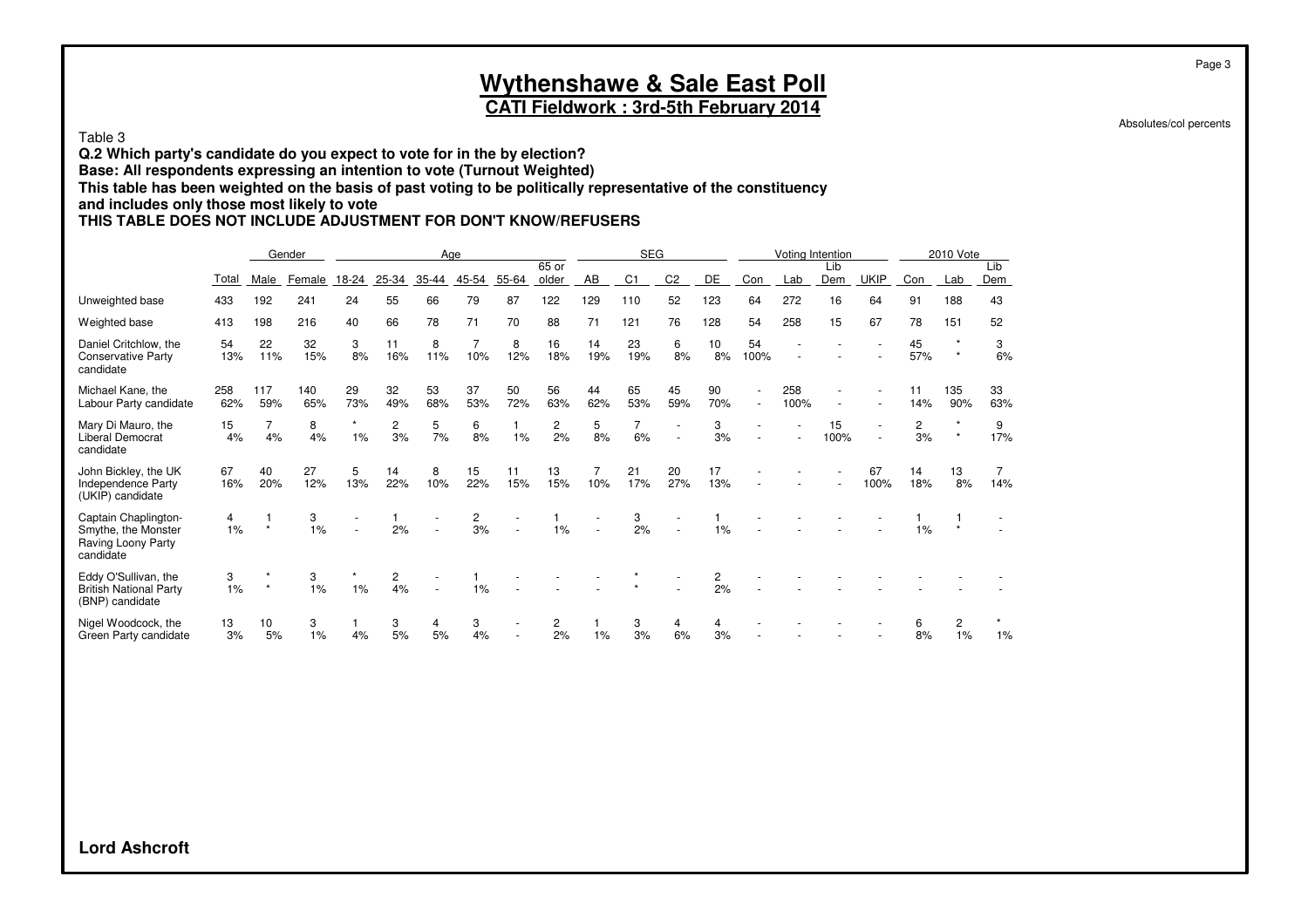# Wythenshawe & Sale East Poll

**CATI Fieldwork : 3rd-5th February 2014**

Absolutes/col percents

Table 3

**Q.2 Which party's candidate do you expect to vote for in the by election?**
**Base: All respondents expressing an intention to vote (Turnout Weighted)**
**This table has been weighted on the basis of past voting to be politically representative of the constituency and includes only those most likely to vote**
**THIS TABLE DOES NOT INCLUDE ADJUSTMENT FOR DON'T KNOW/REFUSERS**

| | | Gender | | Age | | | | | | SEG | | | | Voting Intention | | | | 2010 Vote | | |
|---|---|---|---|---|---|---|---|---|---|---|---|---|---|---|---|---|---|---|---|---|
| | Total | Male | Female | 18-24 | 25-34 | 35-44 | 45-54 | 55-64 | 65 or older | AB | C1 | C2 | DE | Con | Lab | Lib Dem | UKIP | Con | Lab | Lib Dem |
| Unweighted base | 433 | 192 | 241 | 24 | 55 | 66 | 79 | 87 | 122 | 129 | 110 | 52 | 123 | 64 | 272 | 16 | 64 | 91 | 188 | 43 |
| Weighted base | 413 | 198 | 216 | 40 | 66 | 78 | 71 | 70 | 88 | 71 | 121 | 76 | 128 | 54 | 258 | 15 | 67 | 78 | 151 | 52 |
| Daniel Critchlow, the Conservative Party candidate | 54 | 22 | 32 | 3 | 11 | 8 | 7 | 8 | 16 | 14 | 23 | 6 | 10 | 54 | - | - | - | 45 | * | 3 |
| | 13% | 11% | 15% | 8% | 16% | 11% | 10% | 12% | 18% | 19% | 19% | 8% | 8% | 100% | - | - | - | 57% | * | 6% |
| Michael Kane, the Labour Party candidate | 258 | 117 | 140 | 29 | 32 | 53 | 37 | 50 | 56 | 44 | 65 | 45 | 90 | - | 258 | - | - | 11 | 135 | 33 |
| | 62% | 59% | 65% | 73% | 49% | 68% | 53% | 72% | 63% | 62% | 53% | 59% | 70% | - | 100% | - | - | 14% | 90% | 63% |
| Mary Di Mauro, the Liberal Democrat candidate | 15 | 7 | 8 | * | 2 | 5 | 6 | 1 | 2 | 5 | 7 | - | 3 | - | - | 15 | - | 2 | * | 9 |
| | 4% | 4% | 4% | 1% | 3% | 7% | 8% | 1% | 2% | 8% | 6% | - | 3% | - | - | 100% | - | 3% | * | 17% |
| John Bickley, the UK Independence Party (UKIP) candidate | 67 | 40 | 27 | 5 | 14 | 8 | 15 | 11 | 13 | 7 | 21 | 20 | 17 | - | - | - | 67 | 14 | 13 | 7 |
| | 16% | 20% | 12% | 13% | 22% | 10% | 22% | 15% | 15% | 10% | 17% | 27% | 13% | - | - | - | 100% | 18% | 8% | 14% |
| Captain Chaplington-Smythe, the Monster Raving Loony Party candidate | 4 | 1 | 3 | - | 1 | - | 2 | - | 1 | - | 3 | - | 1 | - | - | - | - | 1 | 1 | - |
| | 1% | * | 1% | - | 2% | - | 3% | - | 1% | - | 2% | - | 1% | - | - | - | - | 1% | * | - |
| Eddy O'Sullivan, the British National Party (BNP) candidate | 3 | * | 3 | * | 2 | - | 1 | - | - | - | * | - | 2 | - | - | - | - | - | - | - |
| | 1% | * | 1% | 1% | 4% | - | 1% | - | - | - | * | - | 2% | - | - | - | - | - | - | - |
| Nigel Woodcock, the Green Party candidate | 13 | 10 | 3 | 1 | 3 | 4 | 3 | - | 2 | 1 | 3 | 4 | 4 | - | - | - | - | 6 | 2 | * |
| | 3% | 5% | 1% | 4% | 5% | 5% | 4% | - | 2% | 1% | 3% | 6% | 3% | - | - | - | - | 8% | 1% | 1% |

**Lord Ashcroft**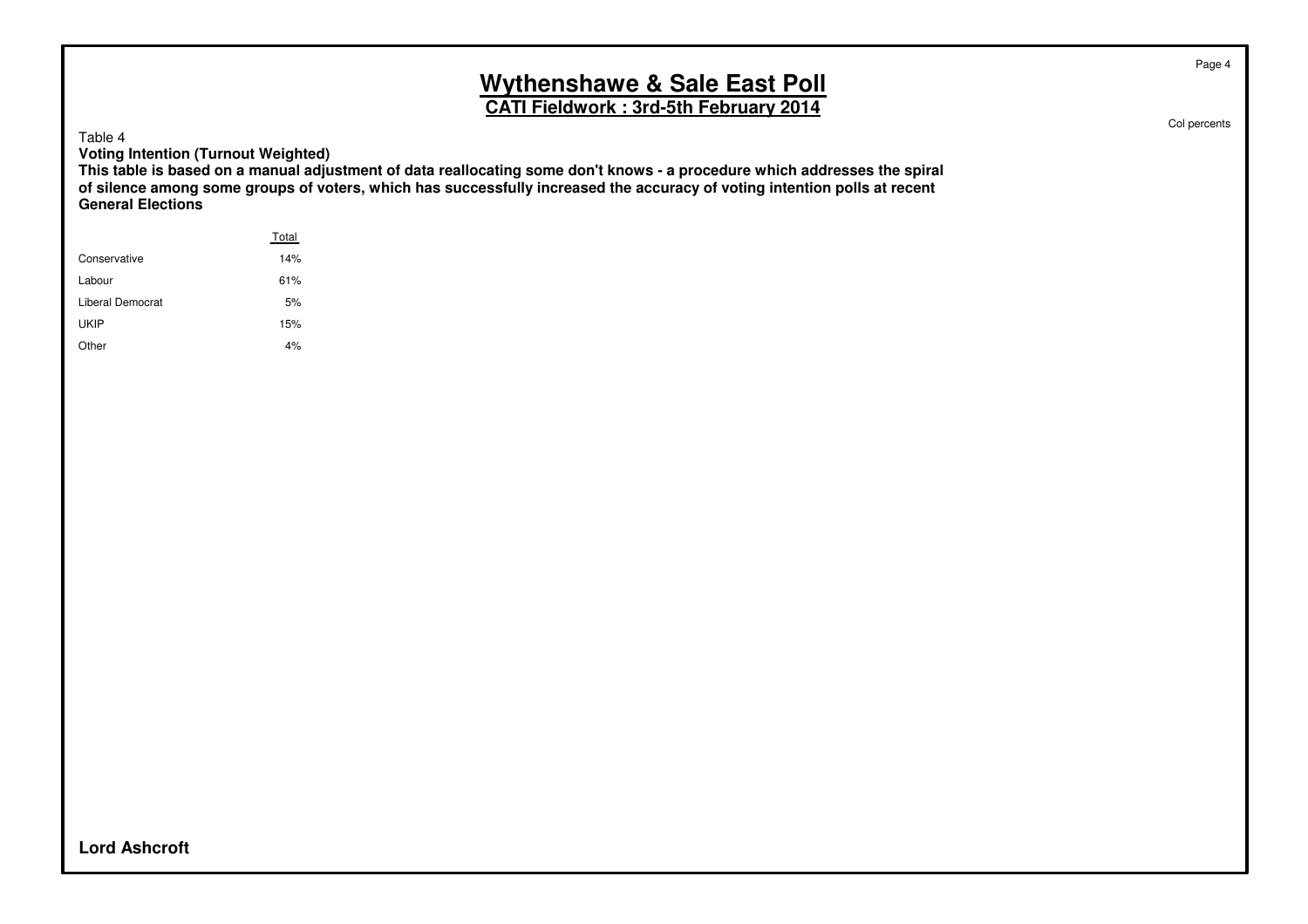# Wythenshawe & Sale East Poll

## CATI Fieldwork : 3rd-5th February 2014

Col percents

Table 4

**Voting Intention (Turnout Weighted)**

**This table is based on a manual adjustment of data reallocating some don't knows - a procedure which addresses the spiral of silence among some groups of voters, which has successfully increased the accuracy of voting intention polls at recent General Elections**

| | Total |
|---|---|
| Conservative | 14% |
| Labour | 61% |
| Liberal Democrat | 5% |
| UKIP | 15% |
| Other | 4% |

**Lord Ashcroft**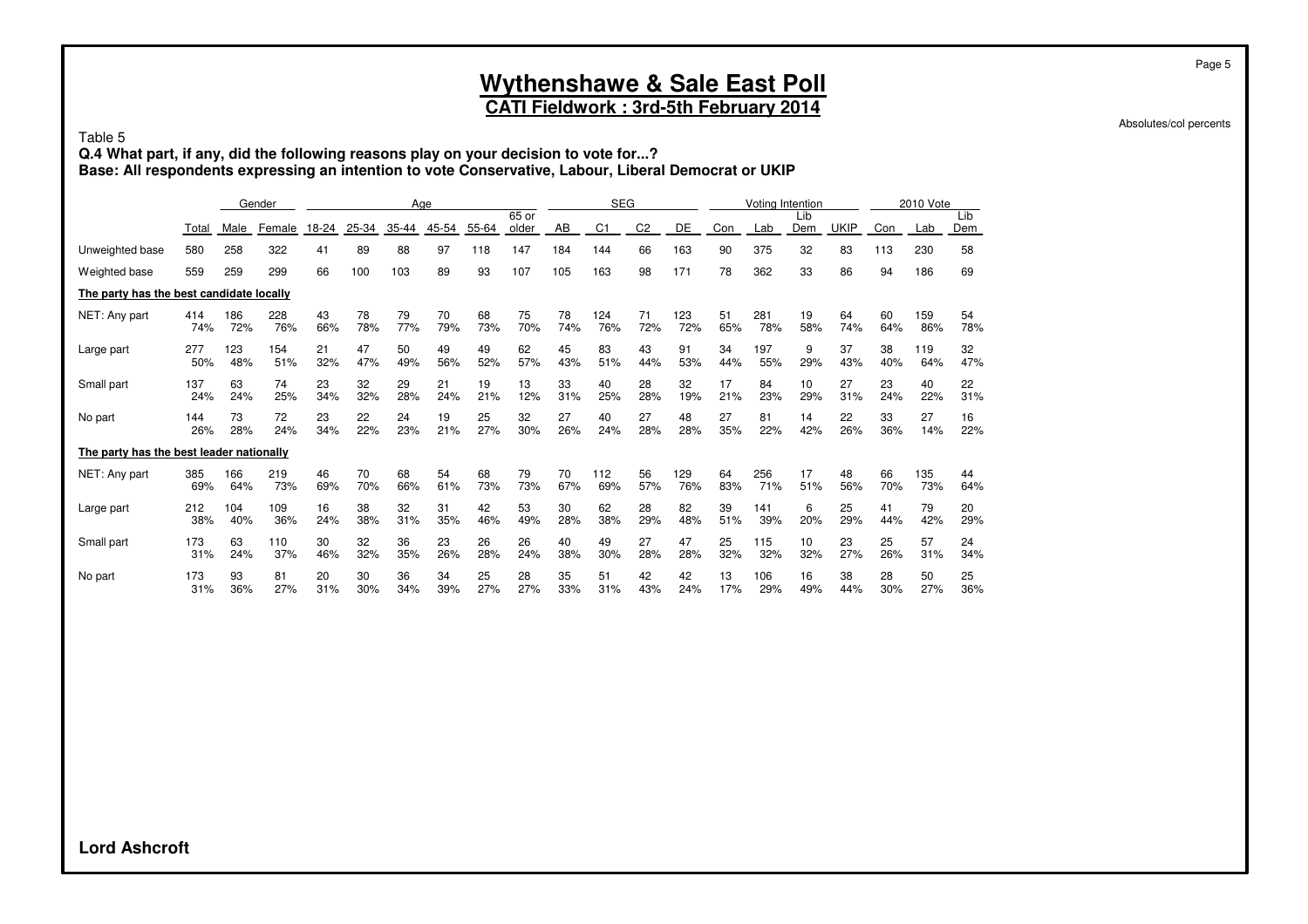# Wythenshawe & Sale East Poll

## CATI Fieldwork : 3rd-5th February 2014

Absolutes/col percents

Table 5

**Q.4 What part, if any, did the following reasons play on your decision to vote for...?**
**Base: All respondents expressing an intention to vote Conservative, Labour, Liberal Democrat or UKIP**

| | | Gender | | Age | | | | | | SEG | | | | Voting Intention | | | | 2010 Vote | | |
|---|---|---|---|---|---|---|---|---|---|---|---|---|---|---|---|---|---|---|---|---|
| | Total | Male | Female | 18-24 | 25-34 | 35-44 | 45-54 | 55-64 | 65 or older | AB | C1 | C2 | DE | Con | Lab | Lib Dem | UKIP | Con | Lab | Lib Dem |
| Unweighted base | 580 | 258 | 322 | 41 | 89 | 88 | 97 | 118 | 147 | 184 | 144 | 66 | 163 | 90 | 375 | 32 | 83 | 113 | 230 | 58 |
| Weighted base | 559 | 259 | 299 | 66 | 100 | 103 | 89 | 93 | 107 | 105 | 163 | 98 | 171 | 78 | 362 | 33 | 86 | 94 | 186 | 69 |
| **The party has the best candidate locally** | | | | | | | | | | | | | | | | | | | | |
| NET: Any part | 414 | 186 | 228 | 43 | 78 | 79 | 70 | 68 | 75 | 78 | 124 | 71 | 123 | 51 | 281 | 19 | 64 | 60 | 159 | 54 |
| | 74% | 72% | 76% | 66% | 78% | 77% | 79% | 73% | 70% | 74% | 76% | 72% | 72% | 65% | 78% | 58% | 74% | 64% | 86% | 78% |
| Large part | 277 | 123 | 154 | 21 | 47 | 50 | 49 | 49 | 62 | 45 | 83 | 43 | 91 | 34 | 197 | 9 | 37 | 38 | 119 | 32 |
| | 50% | 48% | 51% | 32% | 47% | 49% | 56% | 52% | 57% | 43% | 51% | 44% | 53% | 44% | 55% | 29% | 43% | 40% | 64% | 47% |
| Small part | 137 | 63 | 74 | 23 | 32 | 29 | 21 | 19 | 13 | 33 | 40 | 28 | 32 | 17 | 84 | 10 | 27 | 23 | 40 | 22 |
| | 24% | 24% | 25% | 34% | 32% | 28% | 24% | 21% | 12% | 31% | 25% | 28% | 19% | 21% | 23% | 29% | 31% | 24% | 22% | 31% |
| No part | 144 | 73 | 72 | 23 | 22 | 24 | 19 | 25 | 32 | 27 | 40 | 27 | 48 | 27 | 81 | 14 | 22 | 33 | 27 | 16 |
| | 26% | 28% | 24% | 34% | 22% | 23% | 21% | 27% | 30% | 26% | 24% | 28% | 28% | 35% | 22% | 42% | 26% | 36% | 14% | 22% |
| **The party has the best leader nationally** | | | | | | | | | | | | | | | | | | | | |
| NET: Any part | 385 | 166 | 219 | 46 | 70 | 68 | 54 | 68 | 79 | 70 | 112 | 56 | 129 | 64 | 256 | 17 | 48 | 66 | 135 | 44 |
| | 69% | 64% | 73% | 69% | 70% | 66% | 61% | 73% | 73% | 67% | 69% | 57% | 76% | 83% | 71% | 51% | 56% | 70% | 73% | 64% |
| Large part | 212 | 104 | 109 | 16 | 38 | 32 | 31 | 42 | 53 | 30 | 62 | 28 | 82 | 39 | 141 | 6 | 25 | 41 | 79 | 20 |
| | 38% | 40% | 36% | 24% | 38% | 31% | 35% | 46% | 49% | 28% | 38% | 29% | 48% | 51% | 39% | 20% | 29% | 44% | 42% | 29% |
| Small part | 173 | 63 | 110 | 30 | 32 | 36 | 23 | 26 | 26 | 40 | 49 | 27 | 47 | 25 | 115 | 10 | 23 | 25 | 57 | 24 |
| | 31% | 24% | 37% | 46% | 32% | 35% | 26% | 28% | 24% | 38% | 30% | 28% | 28% | 32% | 32% | 32% | 27% | 26% | 31% | 34% |
| No part | 173 | 93 | 81 | 20 | 30 | 36 | 34 | 25 | 28 | 35 | 51 | 42 | 42 | 13 | 106 | 16 | 38 | 28 | 50 | 25 |
| | 31% | 36% | 27% | 31% | 30% | 34% | 39% | 27% | 27% | 33% | 31% | 43% | 24% | 17% | 29% | 49% | 44% | 30% | 27% | 36% |

**Lord Ashcroft**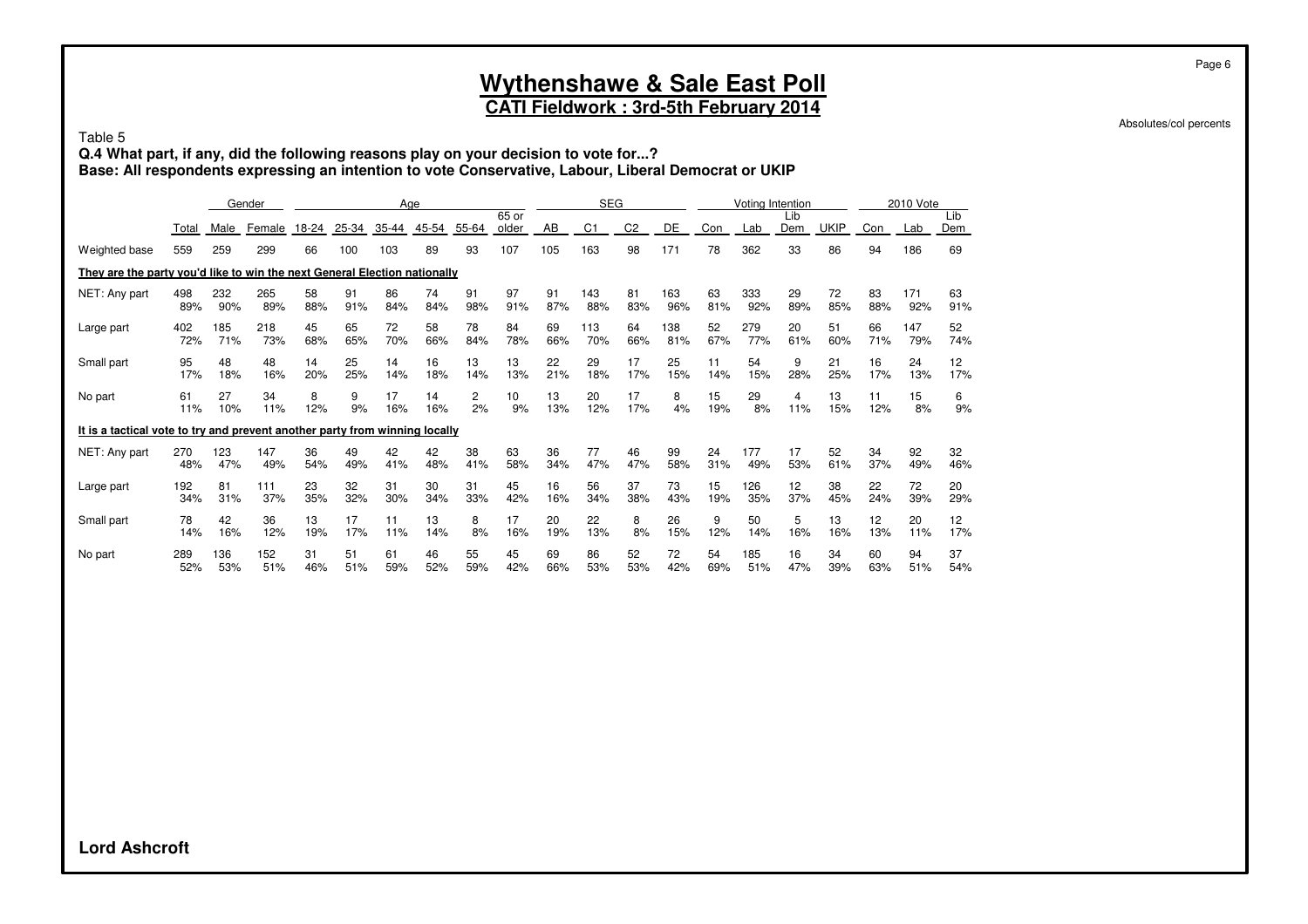# Wythenshawe & Sale East Poll

## CATI Fieldwork : 3rd-5th February 2014

Absolutes/col percents

Table 5

**Q.4 What part, if any, did the following reasons play on your decision to vote for...?**

**Base: All respondents expressing an intention to vote Conservative, Labour, Liberal Democrat or UKIP**

| | | Gender | | Age | | | | | | SEG | | | | Voting Intention | | | | 2010 Vote | | |
|---|---|---|---|---|---|---|---|---|---|---|---|---|---|---|---|---|---|---|---|---|
| | Total | Male | Female | 18-24 | 25-34 | 35-44 | 45-54 | 55-64 | 65 or older | AB | C1 | C2 | DE | Con | Lab | Lib Dem | UKIP | Con | Lab | Lib Dem |
| Weighted base | 559 | 259 | 299 | 66 | 100 | 103 | 89 | 93 | 107 | 105 | 163 | 98 | 171 | 78 | 362 | 33 | 86 | 94 | 186 | 69 |
| **They are the party you'd like to win the next General Election nationally** | | | | | | | | | | | | | | | | | | | | |
| NET: Any part | 498 | 232 | 265 | 58 | 91 | 86 | 74 | 91 | 97 | 91 | 143 | 81 | 163 | 63 | 333 | 29 | 72 | 83 | 171 | 63 |
| | 89% | 90% | 89% | 88% | 91% | 84% | 84% | 98% | 91% | 87% | 88% | 83% | 96% | 81% | 92% | 89% | 85% | 88% | 92% | 91% |
| Large part | 402 | 185 | 218 | 45 | 65 | 72 | 58 | 78 | 84 | 69 | 113 | 64 | 138 | 52 | 279 | 20 | 51 | 66 | 147 | 52 |
| | 72% | 71% | 73% | 68% | 65% | 70% | 66% | 84% | 78% | 66% | 70% | 66% | 81% | 67% | 77% | 61% | 60% | 71% | 79% | 74% |
| Small part | 95 | 48 | 48 | 14 | 25 | 14 | 16 | 13 | 13 | 22 | 29 | 17 | 25 | 11 | 54 | 9 | 21 | 16 | 24 | 12 |
| | 17% | 18% | 16% | 20% | 25% | 14% | 18% | 14% | 13% | 21% | 18% | 17% | 15% | 14% | 15% | 28% | 25% | 17% | 13% | 17% |
| No part | 61 | 27 | 34 | 8 | 9 | 17 | 14 | 2 | 10 | 13 | 20 | 17 | 8 | 15 | 29 | 4 | 13 | 11 | 15 | 6 |
| | 11% | 10% | 11% | 12% | 9% | 16% | 16% | 2% | 9% | 13% | 12% | 17% | 4% | 19% | 8% | 11% | 15% | 12% | 8% | 9% |
| **It is a tactical vote to try and prevent another party from winning locally** | | | | | | | | | | | | | | | | | | | | |
| NET: Any part | 270 | 123 | 147 | 36 | 49 | 42 | 42 | 38 | 63 | 36 | 77 | 46 | 99 | 24 | 177 | 17 | 52 | 34 | 92 | 32 |
| | 48% | 47% | 49% | 54% | 49% | 41% | 48% | 41% | 58% | 34% | 47% | 47% | 58% | 31% | 49% | 53% | 61% | 37% | 49% | 46% |
| Large part | 192 | 81 | 111 | 23 | 32 | 31 | 30 | 31 | 45 | 16 | 56 | 37 | 73 | 15 | 126 | 12 | 38 | 22 | 72 | 20 |
| | 34% | 31% | 37% | 35% | 32% | 30% | 34% | 33% | 42% | 16% | 34% | 38% | 43% | 19% | 35% | 37% | 45% | 24% | 39% | 29% |
| Small part | 78 | 42 | 36 | 13 | 17 | 11 | 13 | 8 | 17 | 20 | 22 | 8 | 26 | 9 | 50 | 5 | 13 | 12 | 20 | 12 |
| | 14% | 16% | 12% | 19% | 17% | 11% | 14% | 8% | 16% | 19% | 13% | 8% | 15% | 12% | 14% | 16% | 16% | 13% | 11% | 17% |
| No part | 289 | 136 | 152 | 31 | 51 | 61 | 46 | 55 | 45 | 69 | 86 | 52 | 72 | 54 | 185 | 16 | 34 | 60 | 94 | 37 |
| | 52% | 53% | 51% | 46% | 51% | 59% | 52% | 59% | 42% | 66% | 53% | 53% | 42% | 69% | 51% | 47% | 39% | 63% | 51% | 54% |

**Lord Ashcroft**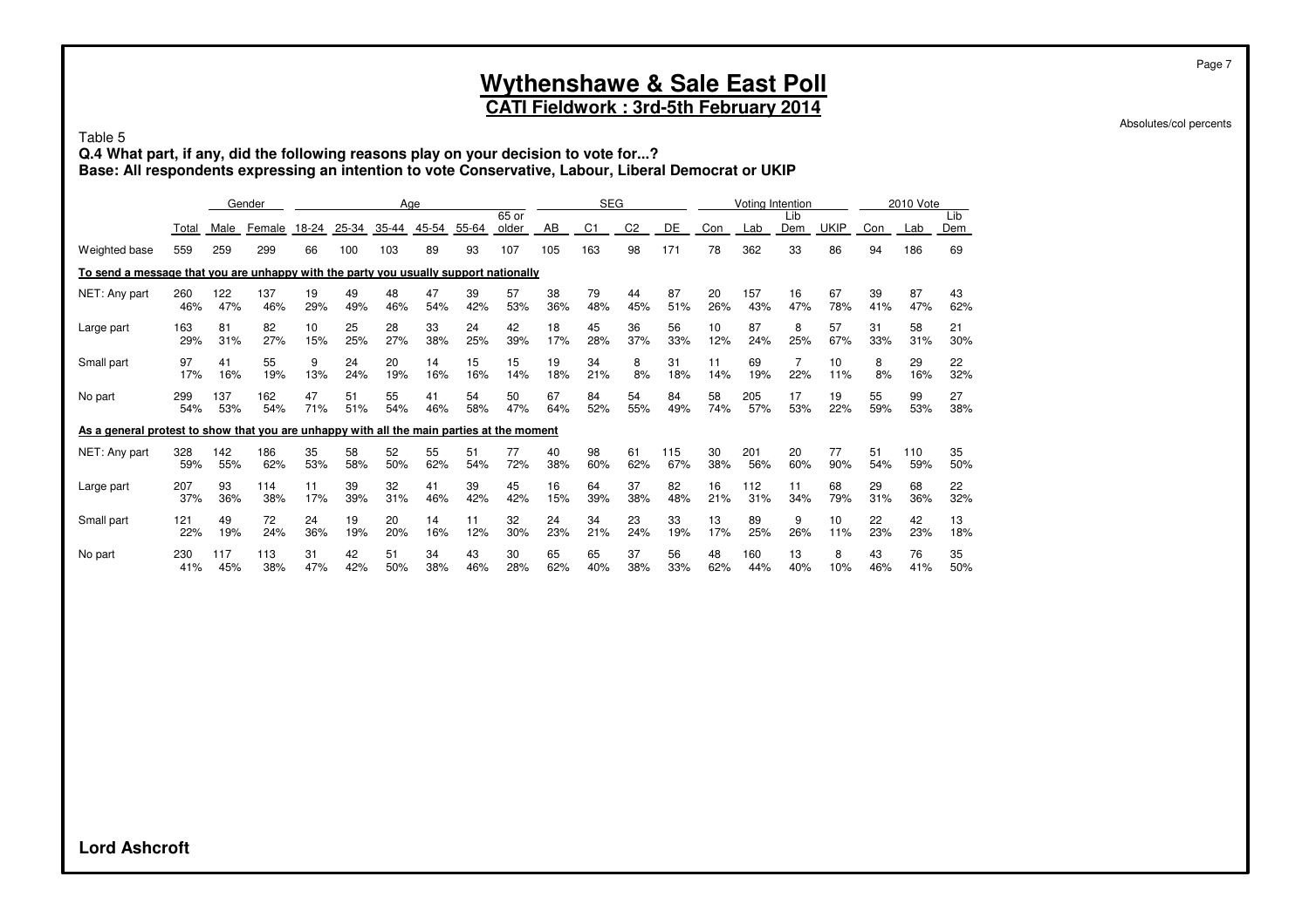# Wythenshawe & Sale East Poll

**CATI Fieldwork : 3rd-5th February 2014**

Absolutes/col percents

Table 5

**Q.4 What part, if any, did the following reasons play on your decision to vote for...?**

**Base: All respondents expressing an intention to vote Conservative, Labour, Liberal Democrat or UKIP**

| | | Gender | | Age | | | | | | SEG | | | | Voting Intention | | | | 2010 Vote | | |
|---|---|---|---|---|---|---|---|---|---|---|---|---|---|---|---|---|---|---|---|---|
| | Total | Male | Female | 18-24 | 25-34 | 35-44 | 45-54 | 55-64 | 65 or older | AB | C1 | C2 | DE | Con | Lab | Lib Dem | UKIP | Con | Lab | Lib Dem |
| Weighted base | 559 | 259 | 299 | 66 | 100 | 103 | 89 | 93 | 107 | 105 | 163 | 98 | 171 | 78 | 362 | 33 | 86 | 94 | 186 | 69 |
| **To send a message that you are unhappy with the party you usually support nationally** | | | | | | | | | | | | | | | | | | | | |
| NET: Any part | 260 | 122 | 137 | 19 | 49 | 48 | 47 | 39 | 57 | 38 | 79 | 44 | 87 | 20 | 157 | 16 | 67 | 39 | 87 | 43 |
| | 46% | 47% | 46% | 29% | 49% | 46% | 54% | 42% | 53% | 36% | 48% | 45% | 51% | 26% | 43% | 47% | 78% | 41% | 47% | 62% |
| Large part | 163 | 81 | 82 | 10 | 25 | 28 | 33 | 24 | 42 | 18 | 45 | 36 | 56 | 10 | 87 | 8 | 57 | 31 | 58 | 21 |
| | 29% | 31% | 27% | 15% | 25% | 27% | 38% | 25% | 39% | 17% | 28% | 37% | 33% | 12% | 24% | 25% | 67% | 33% | 31% | 30% |
| Small part | 97 | 41 | 55 | 9 | 24 | 20 | 14 | 15 | 15 | 19 | 34 | 8 | 31 | 11 | 69 | 7 | 10 | 8 | 29 | 22 |
| | 17% | 16% | 19% | 13% | 24% | 19% | 16% | 16% | 14% | 18% | 21% | 8% | 18% | 14% | 19% | 22% | 11% | 8% | 16% | 32% |
| No part | 299 | 137 | 162 | 47 | 51 | 55 | 41 | 54 | 50 | 67 | 84 | 54 | 84 | 58 | 205 | 17 | 19 | 55 | 99 | 27 |
| | 54% | 53% | 54% | 71% | 51% | 54% | 46% | 58% | 47% | 64% | 52% | 55% | 49% | 74% | 57% | 53% | 22% | 59% | 53% | 38% |
| **As a general protest to show that you are unhappy with all the main parties at the moment** | | | | | | | | | | | | | | | | | | | | |
| NET: Any part | 328 | 142 | 186 | 35 | 58 | 52 | 55 | 51 | 77 | 40 | 98 | 61 | 115 | 30 | 201 | 20 | 77 | 51 | 110 | 35 |
| | 59% | 55% | 62% | 53% | 58% | 50% | 62% | 54% | 72% | 38% | 60% | 62% | 67% | 38% | 56% | 60% | 90% | 54% | 59% | 50% |
| Large part | 207 | 93 | 114 | 11 | 39 | 32 | 41 | 39 | 45 | 16 | 64 | 37 | 82 | 16 | 112 | 11 | 68 | 29 | 68 | 22 |
| | 37% | 36% | 38% | 17% | 39% | 31% | 46% | 42% | 42% | 15% | 39% | 38% | 48% | 21% | 31% | 34% | 79% | 31% | 36% | 32% |
| Small part | 121 | 49 | 72 | 24 | 19 | 20 | 14 | 11 | 32 | 24 | 34 | 23 | 33 | 13 | 89 | 9 | 10 | 22 | 42 | 13 |
| | 22% | 19% | 24% | 36% | 19% | 20% | 16% | 12% | 30% | 23% | 21% | 24% | 19% | 17% | 25% | 26% | 11% | 23% | 23% | 18% |
| No part | 230 | 117 | 113 | 31 | 42 | 51 | 34 | 43 | 30 | 65 | 65 | 37 | 56 | 48 | 160 | 13 | 8 | 43 | 76 | 35 |
| | 41% | 45% | 38% | 47% | 42% | 50% | 38% | 46% | 28% | 62% | 40% | 38% | 33% | 62% | 44% | 40% | 10% | 46% | 41% | 50% |

**Lord Ashcroft**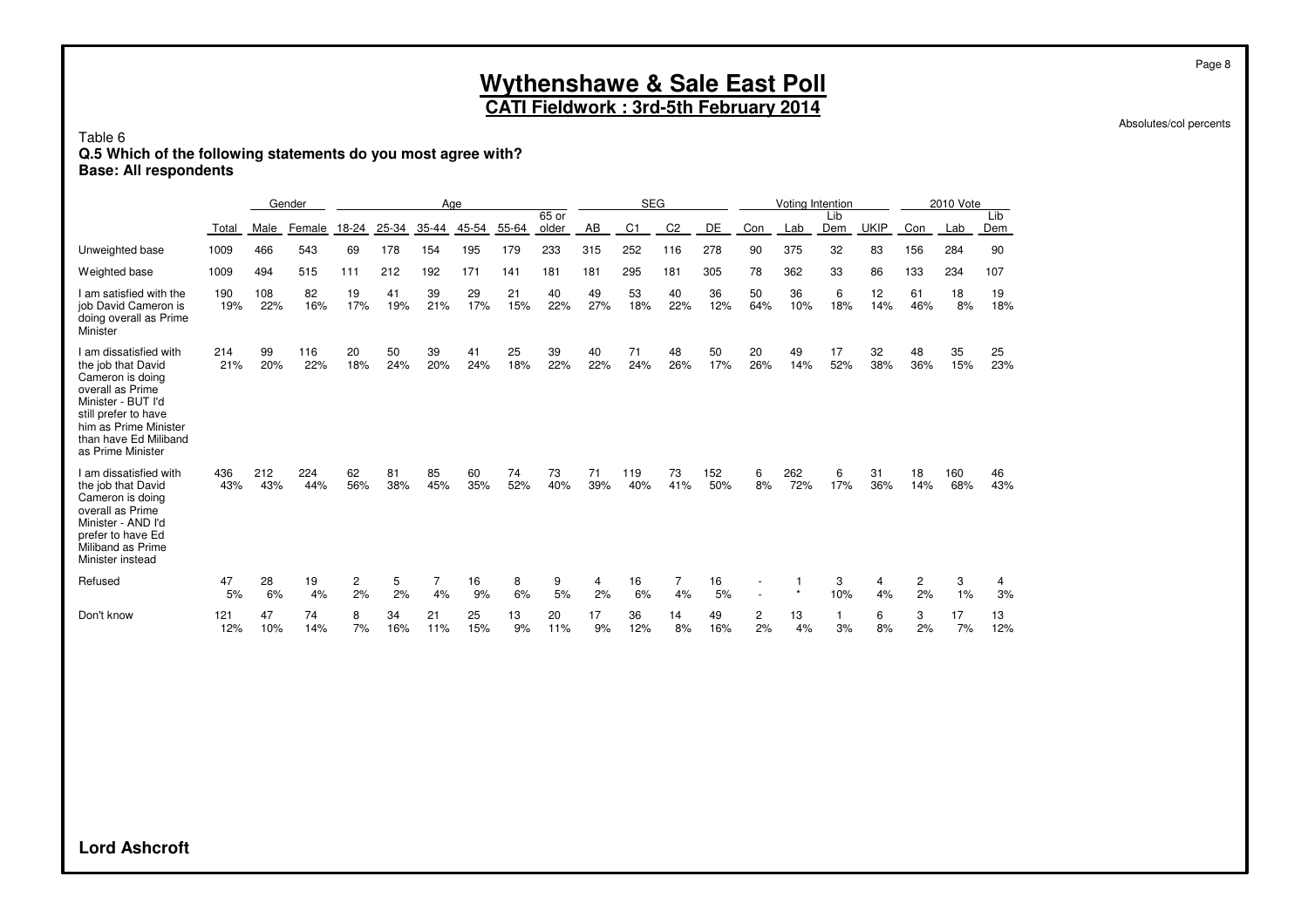# Wythenshawe & Sale East Poll

## CATI Fieldwork : 3rd-5th February 2014

Absolutes/col percents

Table 6
**Q.5 Which of the following statements do you most agree with?**
**Base: All respondents**

| | | Gender | | Age | | | | | | SEG | | | | Voting Intention | | | | 2010 Vote | | |
|---|---|---|---|---|---|---|---|---|---|---|---|---|---|---|---|---|---|---|---|---|
| | Total | Male | Female | 18-24 | 25-34 | 35-44 | 45-54 | 55-64 | 65 or older | AB | C1 | C2 | DE | Con | Lab | Lib Dem | UKIP | Con | Lab | Lib Dem |
| Unweighted base | 1009 | 466 | 543 | 69 | 178 | 154 | 195 | 179 | 233 | 315 | 252 | 116 | 278 | 90 | 375 | 32 | 83 | 156 | 284 | 90 |
| Weighted base | 1009 | 494 | 515 | 111 | 212 | 192 | 171 | 141 | 181 | 181 | 295 | 181 | 305 | 78 | 362 | 33 | 86 | 133 | 234 | 107 |
| I am satisfied with the job David Cameron is doing overall as Prime Minister | 190 | 108 | 82 | 19 | 41 | 39 | 29 | 21 | 40 | 49 | 53 | 40 | 36 | 50 | 36 | 6 | 12 | 61 | 18 | 19 |
| | 19% | 22% | 16% | 17% | 19% | 21% | 17% | 15% | 22% | 27% | 18% | 22% | 12% | 64% | 10% | 18% | 14% | 46% | 8% | 18% |
| I am dissatisfied with the job that David Cameron is doing overall as Prime Minister - BUT I'd still prefer to have him as Prime Minister than have Ed Miliband as Prime Minister | 214 | 99 | 116 | 20 | 50 | 39 | 41 | 25 | 39 | 40 | 71 | 48 | 50 | 20 | 49 | 17 | 32 | 48 | 35 | 25 |
| | 21% | 20% | 22% | 18% | 24% | 20% | 24% | 18% | 22% | 22% | 24% | 26% | 17% | 26% | 14% | 52% | 38% | 36% | 15% | 23% |
| I am dissatisfied with the job that David Cameron is doing overall as Prime Minister - AND I'd prefer to have Ed Miliband as Prime Minister instead | 436 | 212 | 224 | 62 | 81 | 85 | 60 | 74 | 73 | 71 | 119 | 73 | 152 | 6 | 262 | 6 | 31 | 18 | 160 | 46 |
| | 43% | 43% | 44% | 56% | 38% | 45% | 35% | 52% | 40% | 39% | 40% | 41% | 50% | 8% | 72% | 17% | 36% | 14% | 68% | 43% |
| Refused | 47 | 28 | 19 | 2 | 5 | 7 | 16 | 8 | 9 | 4 | 16 | 7 | 16 | - | 1 | 3 | 4 | 2 | 3 | 4 |
| | 5% | 6% | 4% | 2% | 2% | 4% | 9% | 6% | 5% | 2% | 6% | 4% | 5% | - | * | 10% | 4% | 2% | 1% | 3% |
| Don't know | 121 | 47 | 74 | 8 | 34 | 21 | 25 | 13 | 20 | 17 | 36 | 14 | 49 | 2 | 13 | 1 | 6 | 3 | 17 | 13 |
| | 12% | 10% | 14% | 7% | 16% | 11% | 15% | 9% | 11% | 9% | 12% | 8% | 16% | 2% | 4% | 3% | 8% | 2% | 7% | 12% |

**Lord Ashcroft**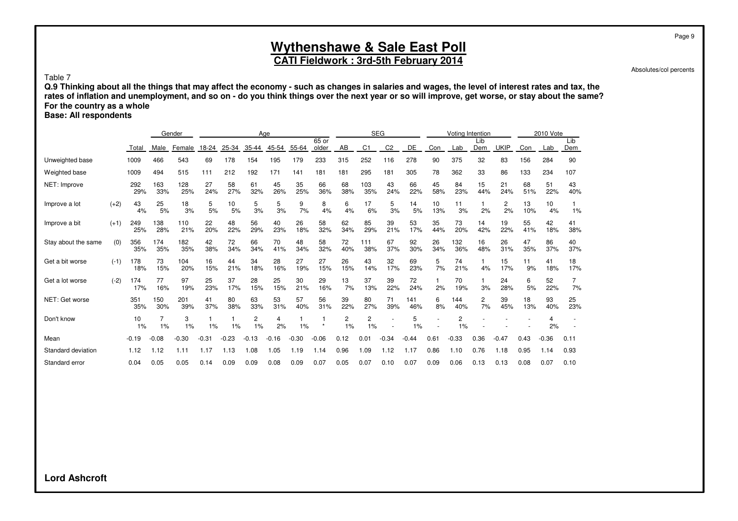# Wythenshawe & Sale East Poll

**CATI Fieldwork : 3rd-5th February 2014**

Absolutes/col percents

Table 7

**Q.9 Thinking about all the things that may affect the economy - such as changes in salaries and wages, the level of interest rates and tax, the rates of inflation and unemployment, and so on - do you think things over the next year or so will improve, get worse, or stay about the same? For the country as a whole**

**Base: All respondents**

| | | | Gender | | Age | | | | | | SEG | | | | Voting Intention | | | | 2010 Vote | | |
|---|---|---|---|---|---|---|---|---|---|---|---|---|---|---|---|---|---|---|---|---|---|
| | | Total | Male | Female | 18-24 | 25-34 | 35-44 | 45-54 | 55-64 | 65 or older | AB | C1 | C2 | DE | Con | Lab | Lib Dem | UKIP | Con | Lab | Lib Dem |
| Unweighted base | | 1009 | 466 | 543 | 69 | 178 | 154 | 195 | 179 | 233 | 315 | 252 | 116 | 278 | 90 | 375 | 32 | 83 | 156 | 284 | 90 |
| Weighted base | | 1009 | 494 | 515 | 111 | 212 | 192 | 171 | 141 | 181 | 181 | 295 | 181 | 305 | 78 | 362 | 33 | 86 | 133 | 234 | 107 |
| NET: Improve | | 292 | 163 | 128 | 27 | 58 | 61 | 45 | 35 | 66 | 68 | 103 | 43 | 66 | 45 | 84 | 15 | 21 | 68 | 51 | 43 |
| | | 29% | 33% | 25% | 24% | 27% | 32% | 26% | 25% | 36% | 38% | 35% | 24% | 22% | 58% | 23% | 44% | 24% | 51% | 22% | 40% |
| Improve a lot | (+2) | 43 | 25 | 18 | 5 | 10 | 5 | 5 | 9 | 8 | 6 | 17 | 5 | 14 | 10 | 11 | 1 | 2 | 13 | 10 | 1 |
| | | 4% | 5% | 3% | 5% | 5% | 3% | 3% | 7% | 4% | 4% | 6% | 3% | 5% | 13% | 3% | 2% | 2% | 10% | 4% | 1% |
| Improve a bit | (+1) | 249 | 138 | 110 | 22 | 48 | 56 | 40 | 26 | 58 | 62 | 85 | 39 | 53 | 35 | 73 | 14 | 19 | 55 | 42 | 41 |
| | | 25% | 28% | 21% | 20% | 22% | 29% | 23% | 18% | 32% | 34% | 29% | 21% | 17% | 44% | 20% | 42% | 22% | 41% | 18% | 38% |
| Stay about the same | (0) | 356 | 174 | 182 | 42 | 72 | 66 | 70 | 48 | 58 | 72 | 111 | 67 | 92 | 26 | 132 | 16 | 26 | 47 | 86 | 40 |
| | | 35% | 35% | 35% | 38% | 34% | 34% | 41% | 34% | 32% | 40% | 38% | 37% | 30% | 34% | 36% | 48% | 31% | 35% | 37% | 37% |
| Get a bit worse | (-1) | 178 | 73 | 104 | 16 | 44 | 34 | 28 | 27 | 27 | 26 | 43 | 32 | 69 | 5 | 74 | 1 | 15 | 11 | 41 | 18 |
| | | 18% | 15% | 20% | 15% | 21% | 18% | 16% | 19% | 15% | 15% | 14% | 17% | 23% | 7% | 21% | 4% | 17% | 9% | 18% | 17% |
| Get a lot worse | (-2) | 174 | 77 | 97 | 25 | 37 | 28 | 25 | 30 | 29 | 13 | 37 | 39 | 72 | 1 | 70 | 1 | 24 | 6 | 52 | 7 |
| | | 17% | 16% | 19% | 23% | 17% | 15% | 15% | 21% | 16% | 7% | 13% | 22% | 24% | 2% | 19% | 3% | 28% | 5% | 22% | 7% |
| NET: Get worse | | 351 | 150 | 201 | 41 | 80 | 63 | 53 | 57 | 56 | 39 | 80 | 71 | 141 | 6 | 144 | 2 | 39 | 18 | 93 | 25 |
| | | 35% | 30% | 39% | 37% | 38% | 33% | 31% | 40% | 31% | 22% | 27% | 39% | 46% | 8% | 40% | 7% | 45% | 13% | 40% | 23% |
| Don't know | | 10 | 7 | 3 | 1 | 1 | 2 | 4 | 1 | 1 | 2 | 2 | - | 5 | - | 2 | - | - | - | 4 | - |
| | | 1% | 1% | 1% | 1% | 1% | 1% | 2% | 1% | * | 1% | 1% | - | 1% | - | 1% | - | - | - | 2% | - |
| Mean | | -0.19 | -0.08 | -0.30 | -0.31 | -0.23 | -0.13 | -0.16 | -0.30 | -0.06 | 0.12 | 0.01 | -0.34 | -0.44 | 0.61 | -0.33 | 0.36 | -0.47 | 0.43 | -0.36 | 0.11 |
| Standard deviation | | 1.12 | 1.12 | 1.11 | 1.17 | 1.13 | 1.08 | 1.05 | 1.19 | 1.14 | 0.96 | 1.09 | 1.12 | 1.17 | 0.86 | 1.10 | 0.76 | 1.18 | 0.95 | 1.14 | 0.93 |
| Standard error | | 0.04 | 0.05 | 0.05 | 0.14 | 0.09 | 0.09 | 0.08 | 0.09 | 0.07 | 0.05 | 0.07 | 0.10 | 0.07 | 0.09 | 0.06 | 0.13 | 0.13 | 0.08 | 0.07 | 0.10 |

**Lord Ashcroft**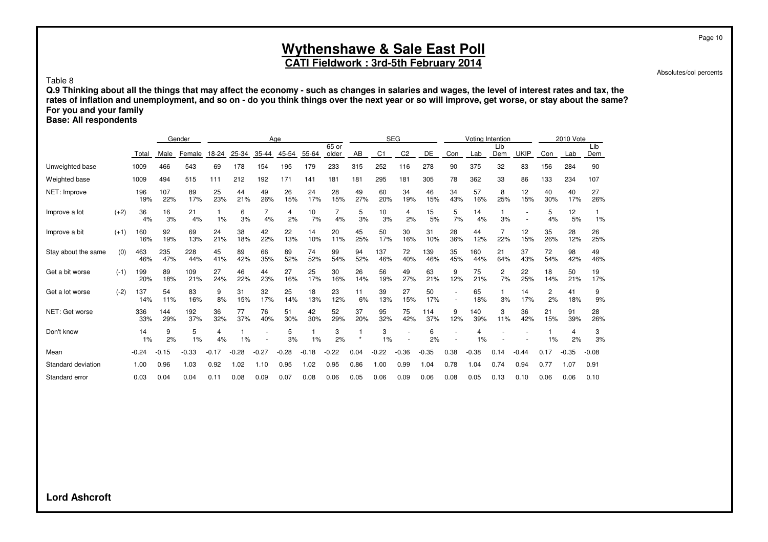# Wythenshawe & Sale East Poll

## CATI Fieldwork : 3rd-5th February 2014

Absolutes/col percents

Table 8

**Q.9 Thinking about all the things that may affect the economy - such as changes in salaries and wages, the level of interest rates and tax, the rates of inflation and unemployment, and so on - do you think things over the next year or so will improve, get worse, or stay about the same? For you and your family**

**Base: All respondents**

| | | | Gender | | Age | | | | | | SEG | | | | Voting Intention | | | | 2010 Vote | | |
|---|---|---|---|---|---|---|---|---|---|---|---|---|---|---|---|---|---|---|---|---|---|
| | | Total | Male | Female | 18-24 | 25-34 | 35-44 | 45-54 | 55-64 | 65 or older | AB | C1 | C2 | DE | Con | Lab | Lib Dem | UKIP | Con | Lab | Lib Dem |
| Unweighted base | | 1009 | 466 | 543 | 69 | 178 | 154 | 195 | 179 | 233 | 315 | 252 | 116 | 278 | 90 | 375 | 32 | 83 | 156 | 284 | 90 |
| Weighted base | | 1009 | 494 | 515 | 111 | 212 | 192 | 171 | 141 | 181 | 181 | 295 | 181 | 305 | 78 | 362 | 33 | 86 | 133 | 234 | 107 |
| NET: Improve | | 196<br>19% | 107<br>22% | 89<br>17% | 25<br>23% | 44<br>21% | 49<br>26% | 26<br>15% | 24<br>17% | 28<br>15% | 49<br>27% | 60<br>20% | 34<br>19% | 46<br>15% | 34<br>43% | 57<br>16% | 8<br>25% | 12<br>15% | 40<br>30% | 40<br>17% | 27<br>26% |
| Improve a lot | (+2) | 36<br>4% | 16<br>3% | 21<br>4% | 1<br>1% | 6<br>3% | 7<br>4% | 4<br>2% | 10<br>7% | 7<br>4% | 5<br>3% | 10<br>3% | 4<br>2% | 15<br>5% | 5<br>7% | 14<br>4% | 1<br>3% | -<br>- | 5<br>4% | 12<br>5% | 1<br>1% |
| Improve a bit | (+1) | 160<br>16% | 92<br>19% | 69<br>13% | 24<br>21% | 38<br>18% | 42<br>22% | 22<br>13% | 14<br>10% | 20<br>11% | 45<br>25% | 50<br>17% | 30<br>16% | 31<br>10% | 28<br>36% | 44<br>12% | 7<br>22% | 12<br>15% | 35<br>26% | 28<br>12% | 26<br>25% |
| Stay about the same | (0) | 463<br>46% | 235<br>47% | 228<br>44% | 45<br>41% | 89<br>42% | 66<br>35% | 89<br>52% | 74<br>52% | 99<br>54% | 94<br>52% | 137<br>46% | 72<br>40% | 139<br>46% | 35<br>45% | 160<br>44% | 21<br>64% | 37<br>43% | 72<br>54% | 98<br>42% | 49<br>46% |
| Get a bit worse | (-1) | 199<br>20% | 89<br>18% | 109<br>21% | 27<br>24% | 46<br>22% | 44<br>23% | 27<br>16% | 25<br>17% | 30<br>16% | 26<br>14% | 56<br>19% | 49<br>27% | 63<br>21% | 9<br>12% | 75<br>21% | 2<br>7% | 22<br>25% | 18<br>14% | 50<br>21% | 19<br>17% |
| Get a lot worse | (-2) | 137<br>14% | 54<br>11% | 83<br>16% | 9<br>8% | 31<br>15% | 32<br>17% | 25<br>14% | 18<br>13% | 23<br>12% | 11<br>6% | 39<br>13% | 27<br>15% | 50<br>17% | -<br>- | 65<br>18% | 1<br>3% | 14<br>17% | 2<br>2% | 41<br>18% | 9<br>9% |
| NET: Get worse | | 336<br>33% | 144<br>29% | 192<br>37% | 36<br>32% | 77<br>37% | 76<br>40% | 51<br>30% | 42<br>30% | 52<br>29% | 37<br>20% | 95<br>32% | 75<br>42% | 114<br>37% | 9<br>12% | 140<br>39% | 3<br>11% | 36<br>42% | 21<br>15% | 91<br>39% | 28<br>26% |
| Don't know | | 14<br>1% | 9<br>2% | 5<br>1% | 4<br>4% | 1<br>1% | -<br>- | 5<br>3% | 1<br>1% | 3<br>2% | 1<br>* | 3<br>1% | -<br>- | 6<br>2% | -<br>- | 4<br>1% | -<br>- | -<br>- | 1<br>1% | 4<br>2% | 3<br>3% |
| Mean | | -0.24 | -0.15 | -0.33 | -0.17 | -0.28 | -0.27 | -0.28 | -0.18 | -0.22 | 0.04 | -0.22 | -0.36 | -0.35 | 0.38 | -0.38 | 0.14 | -0.44 | 0.17 | -0.35 | -0.08 |
| Standard deviation | | 1.00 | 0.96 | 1.03 | 0.92 | 1.02 | 1.10 | 0.95 | 1.02 | 0.95 | 0.86 | 1.00 | 0.99 | 1.04 | 0.78 | 1.04 | 0.74 | 0.94 | 0.77 | 1.07 | 0.91 |
| Standard error | | 0.03 | 0.04 | 0.04 | 0.11 | 0.08 | 0.09 | 0.07 | 0.08 | 0.06 | 0.05 | 0.06 | 0.09 | 0.06 | 0.08 | 0.05 | 0.13 | 0.10 | 0.06 | 0.06 | 0.10 |

**Lord Ashcroft**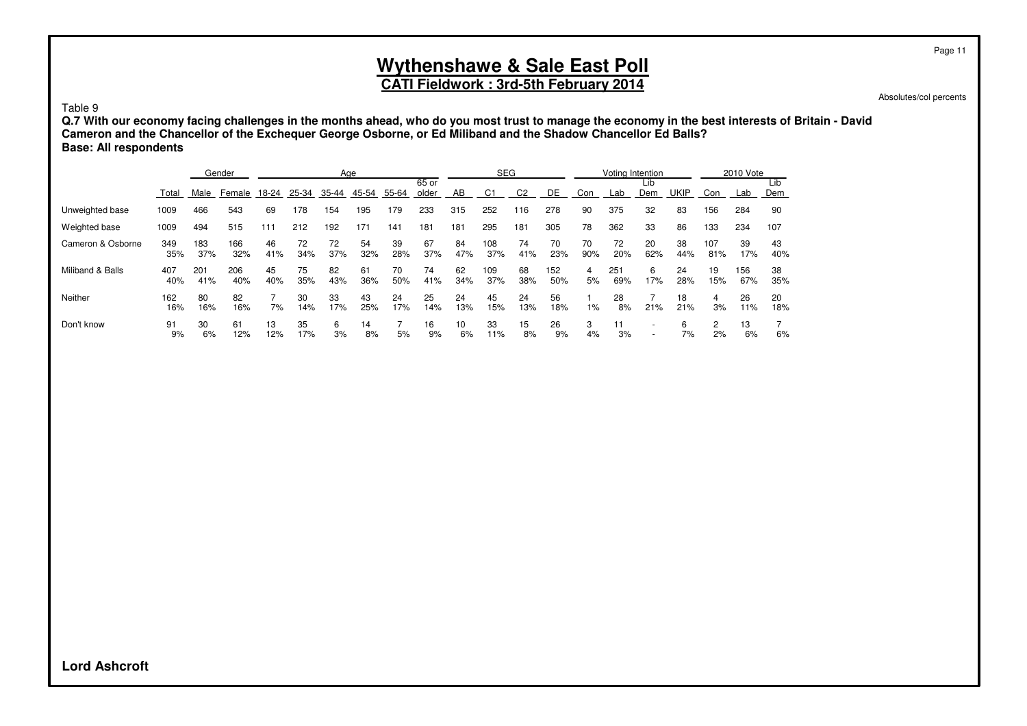# Wythenshawe & Sale East Poll

**CATI Fieldwork : 3rd-5th February 2014**

Absolutes/col percents

Table 9

**Q.7 With our economy facing challenges in the months ahead, who do you most trust to manage the economy in the best interests of Britain - David Cameron and the Chancellor of the Exchequer George Osborne, or Ed Miliband and the Shadow Chancellor Ed Balls?**
**Base: All respondents**

| | | Gender | | Age | | | | | | SEG | | | | Voting Intention | | | | 2010 Vote | | |
|---|---|---|---|---|---|---|---|---|---|---|---|---|---|---|---|---|---|---|---|---|
| | Total | Male | Female | 18-24 | 25-34 | 35-44 | 45-54 | 55-64 | 65 or older | AB | C1 | C2 | DE | Con | Lab | Lib Dem | UKIP | Con | Lab | Lib Dem |
| Unweighted base | 1009 | 466 | 543 | 69 | 178 | 154 | 195 | 179 | 233 | 315 | 252 | 116 | 278 | 90 | 375 | 32 | 83 | 156 | 284 | 90 |
| Weighted base | 1009 | 494 | 515 | 111 | 212 | 192 | 171 | 141 | 181 | 181 | 295 | 181 | 305 | 78 | 362 | 33 | 86 | 133 | 234 | 107 |
| Cameron & Osborne | 349 | 183 | 166 | 46 | 72 | 72 | 54 | 39 | 67 | 84 | 108 | 74 | 70 | 70 | 72 | 20 | 38 | 107 | 39 | 43 |
| | 35% | 37% | 32% | 41% | 34% | 37% | 32% | 28% | 37% | 47% | 37% | 41% | 23% | 90% | 20% | 62% | 44% | 81% | 17% | 40% |
| Miliband & Balls | 407 | 201 | 206 | 45 | 75 | 82 | 61 | 70 | 74 | 62 | 109 | 68 | 152 | 4 | 251 | 6 | 24 | 19 | 156 | 38 |
| | 40% | 41% | 40% | 40% | 35% | 43% | 36% | 50% | 41% | 34% | 37% | 38% | 50% | 5% | 69% | 17% | 28% | 15% | 67% | 35% |
| Neither | 162 | 80 | 82 | 7 | 30 | 33 | 43 | 24 | 25 | 24 | 45 | 24 | 56 | 1 | 28 | 7 | 18 | 4 | 26 | 20 |
| | 16% | 16% | 16% | 7% | 14% | 17% | 25% | 17% | 14% | 13% | 15% | 13% | 18% | 1% | 8% | 21% | 21% | 3% | 11% | 18% |
| Don't know | 91 | 30 | 61 | 13 | 35 | 6 | 14 | 7 | 16 | 10 | 33 | 15 | 26 | 3 | 11 | - | 6 | 2 | 13 | 7 |
| | 9% | 6% | 12% | 12% | 17% | 3% | 8% | 5% | 9% | 6% | 11% | 8% | 9% | 4% | 3% | - | 7% | 2% | 6% | 6% |

**Lord Ashcroft**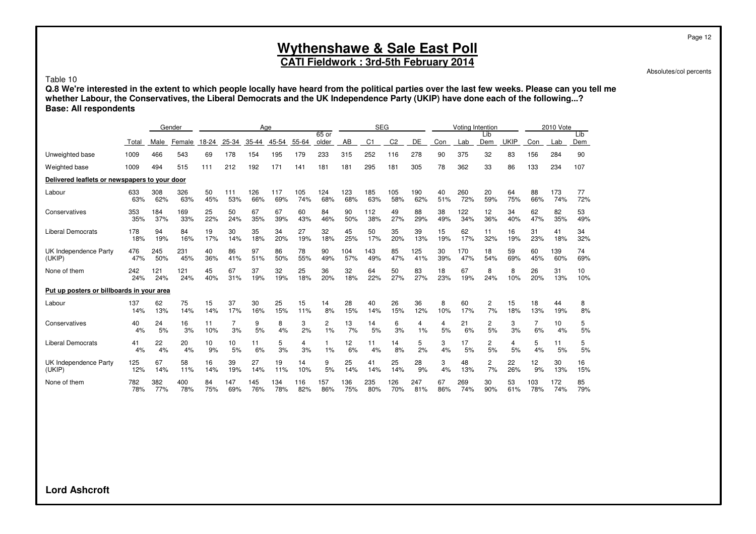# Wythenshawe & Sale East Poll

**CATI Fieldwork : 3rd-5th February 2014**

Absolutes/col percents

Table 10

**Q.8 We're interested in the extent to which people locally have heard from the political parties over the last few weeks. Please can you tell me whether Labour, the Conservatives, the Liberal Democrats and the UK Independence Party (UKIP) have done each of the following...?**
**Base: All respondents**

| | | Gender | | Age | | | | | | SEG | | | | Voting Intention | | | | 2010 Vote | | |
|---|---|---|---|---|---|---|---|---|---|---|---|---|---|---|---|---|---|---|---|---|
| | Total | Male | Female | 18-24 | 25-34 | 35-44 | 45-54 | 55-64 | 65 or older | AB | C1 | C2 | DE | Con | Lab | Lib Dem | UKIP | Con | Lab | Lib Dem |
| Unweighted base | 1009 | 466 | 543 | 69 | 178 | 154 | 195 | 179 | 233 | 315 | 252 | 116 | 278 | 90 | 375 | 32 | 83 | 156 | 284 | 90 |
| Weighted base | 1009 | 494 | 515 | 111 | 212 | 192 | 171 | 141 | 181 | 181 | 295 | 181 | 305 | 78 | 362 | 33 | 86 | 133 | 234 | 107 |
| **Delivered leaflets or newspapers to your door** | | | | | | | | | | | | | | | | | | | | |
| Labour | 633 | 308 | 326 | 50 | 111 | 126 | 117 | 105 | 124 | 123 | 185 | 105 | 190 | 40 | 260 | 20 | 64 | 88 | 173 | 77 |
| | 63% | 62% | 63% | 45% | 53% | 66% | 69% | 74% | 68% | 68% | 63% | 58% | 62% | 51% | 72% | 59% | 75% | 66% | 74% | 72% |
| Conservatives | 353 | 184 | 169 | 25 | 50 | 67 | 67 | 60 | 84 | 90 | 112 | 49 | 88 | 38 | 122 | 12 | 34 | 62 | 82 | 53 |
| | 35% | 37% | 33% | 22% | 24% | 35% | 39% | 43% | 46% | 50% | 38% | 27% | 29% | 49% | 34% | 36% | 40% | 47% | 35% | 49% |
| Liberal Democrats | 178 | 94 | 84 | 19 | 30 | 35 | 34 | 27 | 32 | 45 | 50 | 35 | 39 | 15 | 62 | 11 | 16 | 31 | 41 | 34 |
| | 18% | 19% | 16% | 17% | 14% | 18% | 20% | 19% | 18% | 25% | 17% | 20% | 13% | 19% | 17% | 32% | 19% | 23% | 18% | 32% |
| UK Independence Party (UKIP) | 476 | 245 | 231 | 40 | 86 | 97 | 86 | 78 | 90 | 104 | 143 | 85 | 125 | 30 | 170 | 18 | 59 | 60 | 139 | 74 |
| | 47% | 50% | 45% | 36% | 41% | 51% | 50% | 55% | 49% | 57% | 49% | 47% | 41% | 39% | 47% | 54% | 69% | 45% | 60% | 69% |
| None of them | 242 | 121 | 121 | 45 | 67 | 37 | 32 | 25 | 36 | 32 | 64 | 50 | 83 | 18 | 67 | 8 | 8 | 26 | 31 | 10 |
| | 24% | 24% | 24% | 40% | 31% | 19% | 19% | 18% | 20% | 18% | 22% | 27% | 27% | 23% | 19% | 24% | 10% | 20% | 13% | 10% |
| **Put up posters or billboards in your area** | | | | | | | | | | | | | | | | | | | | |
| Labour | 137 | 62 | 75 | 15 | 37 | 30 | 25 | 15 | 14 | 28 | 40 | 26 | 36 | 8 | 60 | 2 | 15 | 18 | 44 | 8 |
| | 14% | 13% | 14% | 14% | 17% | 16% | 15% | 11% | 8% | 15% | 14% | 15% | 12% | 10% | 17% | 7% | 18% | 13% | 19% | 8% |
| Conservatives | 40 | 24 | 16 | 11 | 7 | 9 | 8 | 3 | 2 | 13 | 14 | 6 | 4 | 4 | 21 | 2 | 3 | 7 | 10 | 5 |
| | 4% | 5% | 3% | 10% | 3% | 5% | 4% | 2% | 1% | 7% | 5% | 3% | 1% | 5% | 6% | 5% | 3% | 6% | 4% | 5% |
| Liberal Democrats | 41 | 22 | 20 | 10 | 10 | 11 | 5 | 4 | 1 | 12 | 11 | 14 | 5 | 3 | 17 | 2 | 4 | 5 | 11 | 5 |
| | 4% | 4% | 4% | 9% | 5% | 6% | 3% | 3% | 1% | 6% | 4% | 8% | 2% | 4% | 5% | 5% | 5% | 4% | 5% | 5% |
| UK Independence Party (UKIP) | 125 | 67 | 58 | 16 | 39 | 27 | 19 | 14 | 9 | 25 | 41 | 25 | 28 | 3 | 48 | 2 | 22 | 12 | 30 | 16 |
| | 12% | 14% | 11% | 14% | 19% | 14% | 11% | 10% | 5% | 14% | 14% | 14% | 9% | 4% | 13% | 7% | 26% | 9% | 13% | 15% |
| None of them | 782 | 382 | 400 | 84 | 147 | 145 | 134 | 116 | 157 | 136 | 235 | 126 | 247 | 67 | 269 | 30 | 53 | 103 | 172 | 85 |
| | 78% | 77% | 78% | 75% | 69% | 76% | 78% | 82% | 86% | 75% | 80% | 70% | 81% | 86% | 74% | 90% | 61% | 78% | 74% | 79% |

**Lord Ashcroft**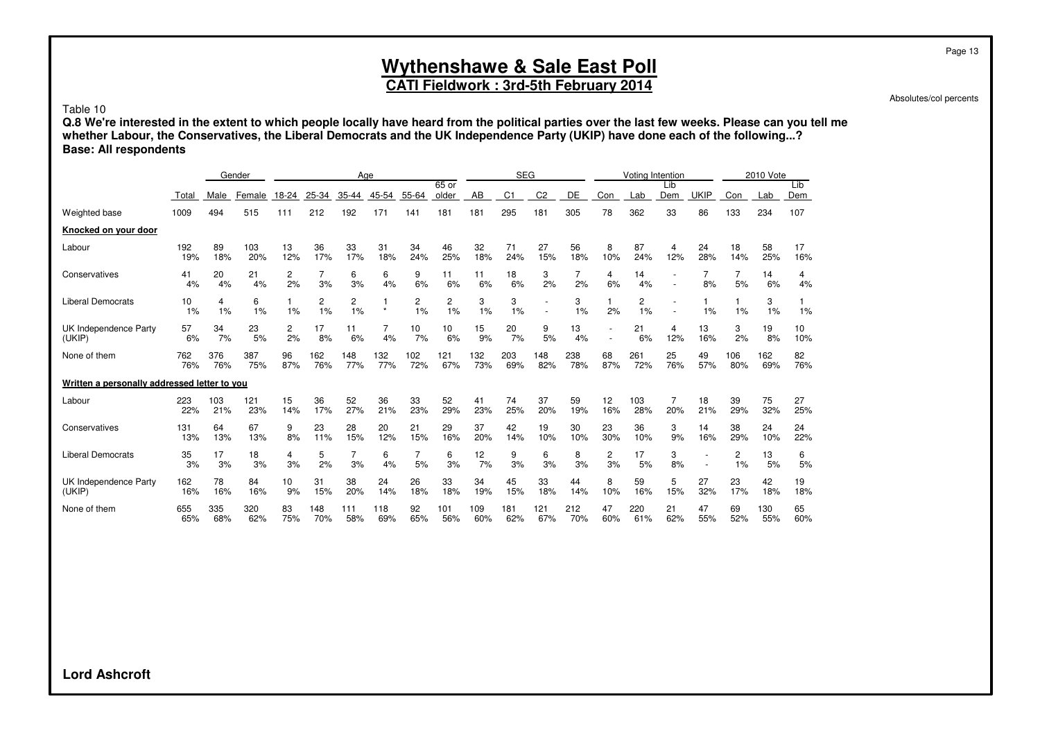# Wythenshawe & Sale East Poll

**CATI Fieldwork : 3rd-5th February 2014**

Absolutes/col percents

Table 10

**Q.8 We're interested in the extent to which people locally have heard from the political parties over the last few weeks. Please can you tell me whether Labour, the Conservatives, the Liberal Democrats and the UK Independence Party (UKIP) have done each of the following...?**
**Base: All respondents**

| | | Gender | | Age | | | | | | SEG | | | | Voting Intention | | | | 2010 Vote | | |
|---|---|---|---|---|---|---|---|---|---|---|---|---|---|---|---|---|---|---|---|---|
| | Total | Male | Female | 18-24 | 25-34 | 35-44 | 45-54 | 55-64 | 65 or older | AB | C1 | C2 | DE | Con | Lab | Lib Dem | UKIP | Con | Lab | Lib Dem |
| Weighted base | 1009 | 494 | 515 | 111 | 212 | 192 | 171 | 141 | 181 | 181 | 295 | 181 | 305 | 78 | 362 | 33 | 86 | 133 | 234 | 107 |
| **Knocked on your door** | | | | | | | | | | | | | | | | | | | | |
| Labour | 192 | 89 | 103 | 13 | 36 | 33 | 31 | 34 | 46 | 32 | 71 | 27 | 56 | 8 | 87 | 4 | 24 | 18 | 58 | 17 |
| | 19% | 18% | 20% | 12% | 17% | 17% | 18% | 24% | 25% | 18% | 24% | 15% | 18% | 10% | 24% | 12% | 28% | 14% | 25% | 16% |
| Conservatives | 41 | 20 | 21 | 2 | 7 | 6 | 6 | 9 | 11 | 11 | 18 | 3 | 7 | 4 | 14 | - | 7 | 7 | 14 | 4 |
| | 4% | 4% | 4% | 2% | 3% | 3% | 4% | 6% | 6% | 6% | 6% | 2% | 2% | 6% | 4% | - | 8% | 5% | 6% | 4% |
| Liberal Democrats | 10 | 4 | 6 | 1 | 2 | 2 | 1 | 2 | 2 | 3 | 3 | - | 3 | 1 | 2 | - | 1 | 1 | 3 | 1 |
| | 1% | 1% | 1% | 1% | 1% | 1% | * | 1% | 1% | 1% | 1% | - | 1% | 2% | 1% | - | 1% | 1% | 1% | 1% |
| UK Independence Party (UKIP) | 57 | 34 | 23 | 2 | 17 | 11 | 7 | 10 | 10 | 15 | 20 | 9 | 13 | - | 21 | 4 | 13 | 3 | 19 | 10 |
| | 6% | 7% | 5% | 2% | 8% | 6% | 4% | 7% | 6% | 9% | 7% | 5% | 4% | - | 6% | 12% | 16% | 2% | 8% | 10% |
| None of them | 762 | 376 | 387 | 96 | 162 | 148 | 132 | 102 | 121 | 132 | 203 | 148 | 238 | 68 | 261 | 25 | 49 | 106 | 162 | 82 |
| | 76% | 76% | 75% | 87% | 76% | 77% | 77% | 72% | 67% | 73% | 69% | 82% | 78% | 87% | 72% | 76% | 57% | 80% | 69% | 76% |
| **Written a personally addressed letter to you** | | | | | | | | | | | | | | | | | | | | |
| Labour | 223 | 103 | 121 | 15 | 36 | 52 | 36 | 33 | 52 | 41 | 74 | 37 | 59 | 12 | 103 | 7 | 18 | 39 | 75 | 27 |
| | 22% | 21% | 23% | 14% | 17% | 27% | 21% | 23% | 29% | 23% | 25% | 20% | 19% | 16% | 28% | 20% | 21% | 29% | 32% | 25% |
| Conservatives | 131 | 64 | 67 | 9 | 23 | 28 | 20 | 21 | 29 | 37 | 42 | 19 | 30 | 23 | 36 | 3 | 14 | 38 | 24 | 24 |
| | 13% | 13% | 13% | 8% | 11% | 15% | 12% | 15% | 16% | 20% | 14% | 10% | 10% | 30% | 10% | 9% | 16% | 29% | 10% | 22% |
| Liberal Democrats | 35 | 17 | 18 | 4 | 5 | 7 | 6 | 7 | 6 | 12 | 9 | 6 | 8 | 2 | 17 | 3 | - | 2 | 13 | 6 |
| | 3% | 3% | 3% | 3% | 2% | 3% | 4% | 5% | 3% | 7% | 3% | 3% | 3% | 3% | 5% | 8% | - | 1% | 5% | 5% |
| UK Independence Party (UKIP) | 162 | 78 | 84 | 10 | 31 | 38 | 24 | 26 | 33 | 34 | 45 | 33 | 44 | 8 | 59 | 5 | 27 | 23 | 42 | 19 |
| | 16% | 16% | 16% | 9% | 15% | 20% | 14% | 18% | 18% | 19% | 15% | 18% | 14% | 10% | 16% | 15% | 32% | 17% | 18% | 18% |
| None of them | 655 | 335 | 320 | 83 | 148 | 111 | 118 | 92 | 101 | 109 | 181 | 121 | 212 | 47 | 220 | 21 | 47 | 69 | 130 | 65 |
| | 65% | 68% | 62% | 75% | 70% | 58% | 69% | 65% | 56% | 60% | 62% | 67% | 70% | 60% | 61% | 62% | 55% | 52% | 55% | 60% |

**Lord Ashcroft**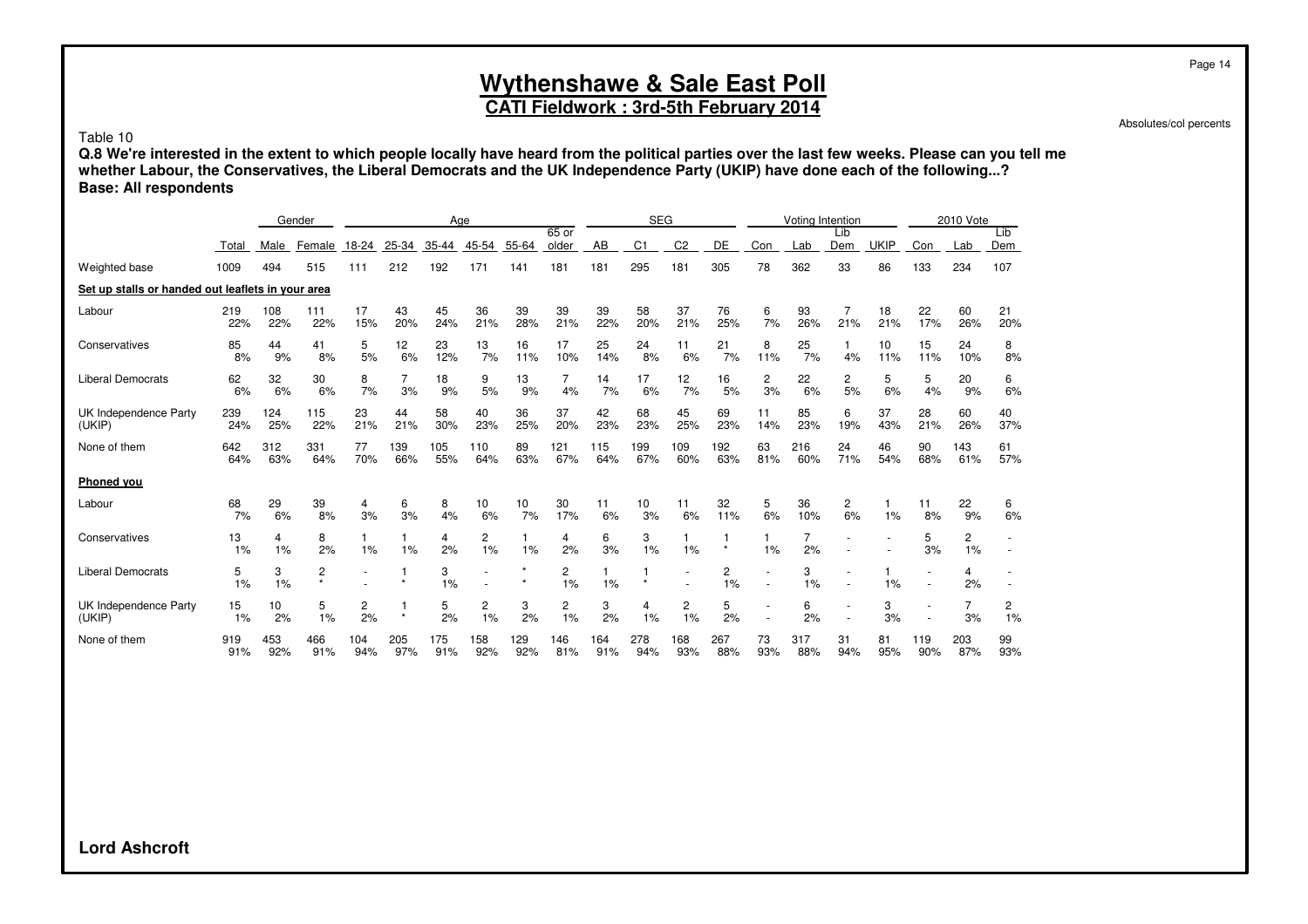# Wythenshawe & Sale East Poll

**CATI Fieldwork : 3rd-5th February 2014**

Absolutes/col percents

Table 10

**Q.8 We're interested in the extent to which people locally have heard from the political parties over the last few weeks. Please can you tell me whether Labour, the Conservatives, the Liberal Democrats and the UK Independence Party (UKIP) have done each of the following...?**
**Base: All respondents**

| | | Gender | | Age | | | | | | SEG | | | | Voting Intention | | | | 2010 Vote | | |
|---|---|---|---|---|---|---|---|---|---|---|---|---|---|---|---|---|---|---|---|---|
| | Total | Male | Female | 18-24 | 25-34 | 35-44 | 45-54 | 55-64 | 65 or older | AB | C1 | C2 | DE | Con | Lab | Lib Dem | UKIP | Con | Lab | Lib Dem |
| Weighted base | 1009 | 494 | 515 | 111 | 212 | 192 | 171 | 141 | 181 | 181 | 295 | 181 | 305 | 78 | 362 | 33 | 86 | 133 | 234 | 107 |
| **Set up stalls or handed out leaflets in your area** | | | | | | | | | | | | | | | | | | | | |
| Labour | 219 | 108 | 111 | 17 | 43 | 45 | 36 | 39 | 39 | 39 | 58 | 37 | 76 | 6 | 93 | 7 | 18 | 22 | 60 | 21 |
| | 22% | 22% | 22% | 15% | 20% | 24% | 21% | 28% | 21% | 22% | 20% | 21% | 25% | 7% | 26% | 21% | 21% | 17% | 26% | 20% |
| Conservatives | 85 | 44 | 41 | 5 | 12 | 23 | 13 | 16 | 17 | 25 | 24 | 11 | 21 | 8 | 25 | 1 | 10 | 15 | 24 | 8 |
| | 8% | 9% | 8% | 5% | 6% | 12% | 7% | 11% | 10% | 14% | 8% | 6% | 7% | 11% | 7% | 4% | 11% | 11% | 10% | 8% |
| Liberal Democrats | 62 | 32 | 30 | 8 | 7 | 18 | 9 | 13 | 7 | 14 | 17 | 12 | 16 | 2 | 22 | 2 | 5 | 5 | 20 | 6 |
| | 6% | 6% | 6% | 7% | 3% | 9% | 5% | 9% | 4% | 7% | 6% | 7% | 5% | 3% | 6% | 5% | 6% | 4% | 9% | 6% |
| UK Independence Party (UKIP) | 239 | 124 | 115 | 23 | 44 | 58 | 40 | 36 | 37 | 42 | 68 | 45 | 69 | 11 | 85 | 6 | 37 | 28 | 60 | 40 |
| | 24% | 25% | 22% | 21% | 21% | 30% | 23% | 25% | 20% | 23% | 23% | 25% | 23% | 14% | 23% | 19% | 43% | 21% | 26% | 37% |
| None of them | 642 | 312 | 331 | 77 | 139 | 105 | 110 | 89 | 121 | 115 | 199 | 109 | 192 | 63 | 216 | 24 | 46 | 90 | 143 | 61 |
| | 64% | 63% | 64% | 70% | 66% | 55% | 64% | 63% | 67% | 64% | 67% | 60% | 63% | 81% | 60% | 71% | 54% | 68% | 61% | 57% |
| **Phoned you** | | | | | | | | | | | | | | | | | | | | |
| Labour | 68 | 29 | 39 | 4 | 6 | 8 | 10 | 10 | 30 | 11 | 10 | 11 | 32 | 5 | 36 | 2 | 1 | 11 | 22 | 6 |
| | 7% | 6% | 8% | 3% | 3% | 4% | 6% | 7% | 17% | 6% | 3% | 6% | 11% | 6% | 10% | 6% | 1% | 8% | 9% | 6% |
| Conservatives | 13 | 4 | 8 | 1 | 1 | 4 | 2 | 1 | 4 | 6 | 3 | 1 | 1 | 1 | 7 | - | - | 5 | 2 | - |
| | 1% | 1% | 2% | 1% | 1% | 2% | 1% | 1% | 2% | 3% | 1% | 1% | * | 1% | 2% | - | - | 3% | 1% | - |
| Liberal Democrats | 5 | 3 | 2 | - | 1 | 3 | - | * | 2 | 1 | 1 | - | 2 | - | 3 | - | 1 | - | 4 | - |
| | 1% | 1% | * | - | * | 1% | - | * | 1% | 1% | * | - | 1% | - | 1% | - | 1% | - | 2% | - |
| UK Independence Party (UKIP) | 15 | 10 | 5 | 2 | 1 | 5 | 2 | 3 | 2 | 3 | 4 | 2 | 5 | - | 6 | - | 3 | - | 7 | 2 |
| | 1% | 2% | 1% | 2% | * | 2% | 1% | 2% | 1% | 2% | 1% | 1% | 2% | - | 2% | - | 3% | - | 3% | 1% |
| None of them | 919 | 453 | 466 | 104 | 205 | 175 | 158 | 129 | 146 | 164 | 278 | 168 | 267 | 73 | 317 | 31 | 81 | 119 | 203 | 99 |
| | 91% | 92% | 91% | 94% | 97% | 91% | 92% | 92% | 81% | 91% | 94% | 93% | 88% | 93% | 88% | 94% | 95% | 90% | 87% | 93% |

**Lord Ashcroft**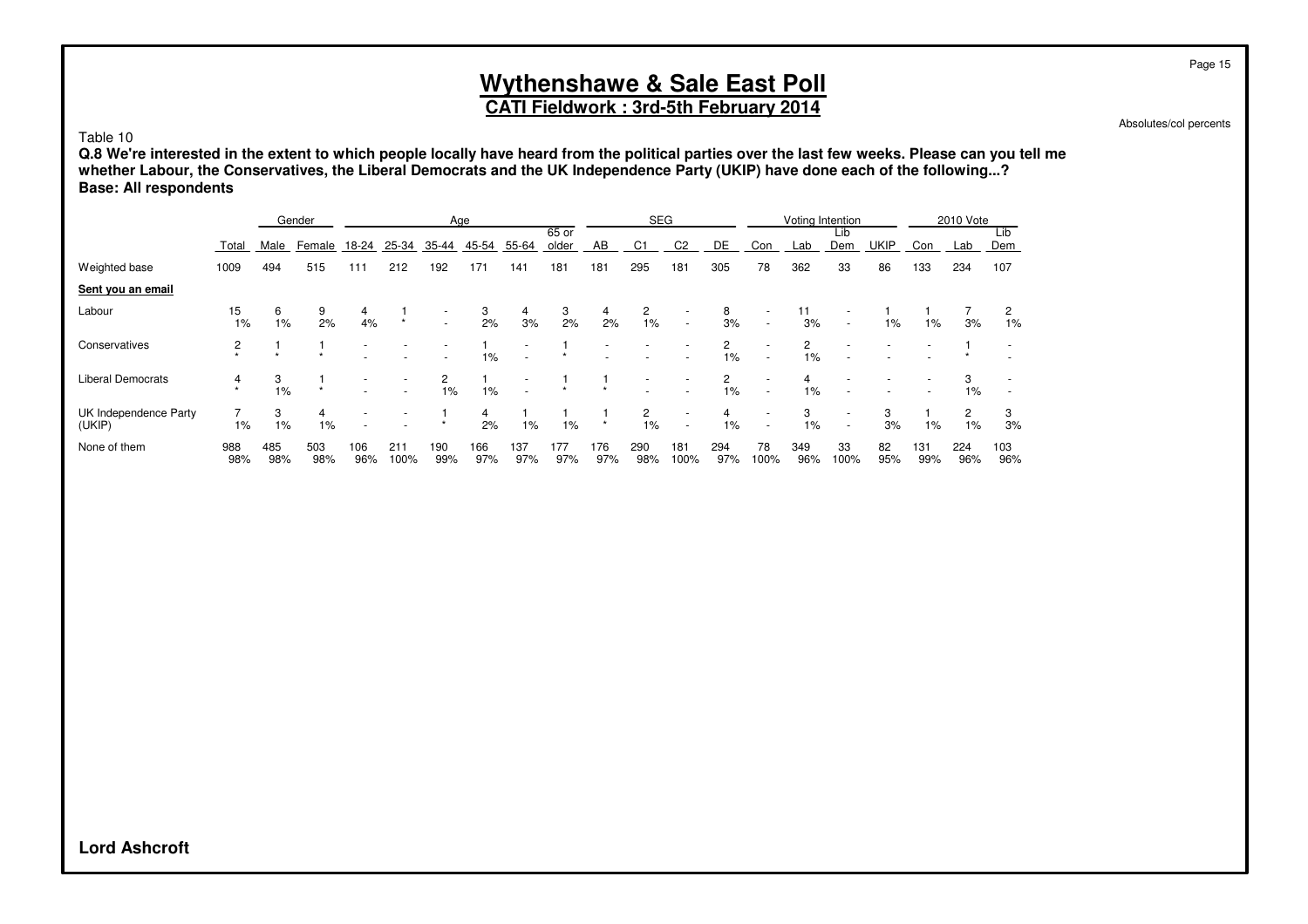# Wythenshawe & Sale East Poll

## CATI Fieldwork : 3rd-5th February 2014

Absolutes/col percents

Table 10

**Q.8 We're interested in the extent to which people locally have heard from the political parties over the last few weeks. Please can you tell me whether Labour, the Conservatives, the Liberal Democrats and the UK Independence Party (UKIP) have done each of the following...?**
**Base: All respondents**

| | | Gender | | Age | | | | | | SEG | | | | Voting Intention | | | | 2010 Vote | | |
|---|---|---|---|---|---|---|---|---|---|---|---|---|---|---|---|---|---|---|---|---|
| | Total | Male | Female | 18-24 | 25-34 | 35-44 | 45-54 | 55-64 | 65 or older | AB | C1 | C2 | DE | Con | Lab | Lib Dem | UKIP | Con | Lab | Lib Dem |
| Weighted base | 1009 | 494 | 515 | 111 | 212 | 192 | 171 | 141 | 181 | 181 | 295 | 181 | 305 | 78 | 362 | 33 | 86 | 133 | 234 | 107 |
| **Sent you an email** | | | | | | | | | | | | | | | | | | | | |
| Labour | 15 | 6 | 9 | 4 | 1 | - | 3 | 4 | 3 | 4 | 2 | - | 8 | - | 11 | - | 1 | 1 | 7 | 2 |
| | 1% | 1% | 2% | 4% | * | - | 2% | 3% | 2% | 2% | 1% | - | 3% | - | 3% | - | 1% | 1% | 3% | 1% |
| Conservatives | 2 | 1 | 1 | - | - | - | 1 | - | 1 | - | - | - | 2 | - | 2 | - | - | - | 1 | - |
| | * | * | * | - | - | - | 1% | - | * | - | - | - | 1% | - | 1% | - | - | - | * | - |
| Liberal Democrats | 4 | 3 | 1 | - | - | 2 | 1 | - | 1 | 1 | - | - | 2 | - | 4 | - | - | - | 3 | - |
| | * | 1% | * | - | - | 1% | 1% | - | * | * | - | - | 1% | - | 1% | - | - | - | 1% | - |
| UK Independence Party (UKIP) | 7 | 3 | 4 | - | - | 1 | 4 | 1 | 1 | 1 | 2 | - | 4 | - | 3 | - | 3 | 1 | 2 | 3 |
| | 1% | 1% | 1% | - | - | * | 2% | 1% | 1% | * | 1% | - | 1% | - | 1% | - | 3% | 1% | 1% | 3% |
| None of them | 988 | 485 | 503 | 106 | 211 | 190 | 166 | 137 | 177 | 176 | 290 | 181 | 294 | 78 | 349 | 33 | 82 | 131 | 224 | 103 |
| | 98% | 98% | 98% | 96% | 100% | 99% | 97% | 97% | 97% | 97% | 98% | 100% | 97% | 100% | 96% | 100% | 95% | 99% | 96% | 96% |

**Lord Ashcroft**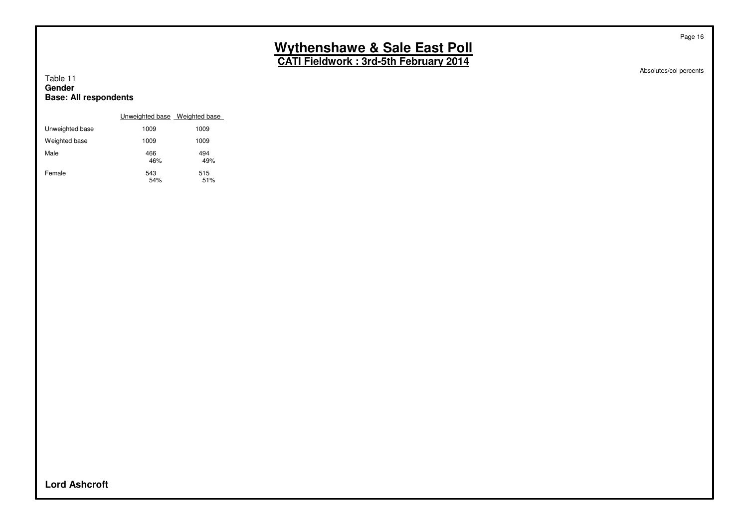Table 11
**Gender**
**Base: All respondents**

Absolutes/col percents

| | Unweighted base | Weighted base |
|---|---|---|
| Unweighted base | 1009 | 1009 |
| Weighted base | 1009 | 1009 |
| Male | 466<br>46% | 494<br>49% |
| Female | 543<br>54% | 515<br>51% |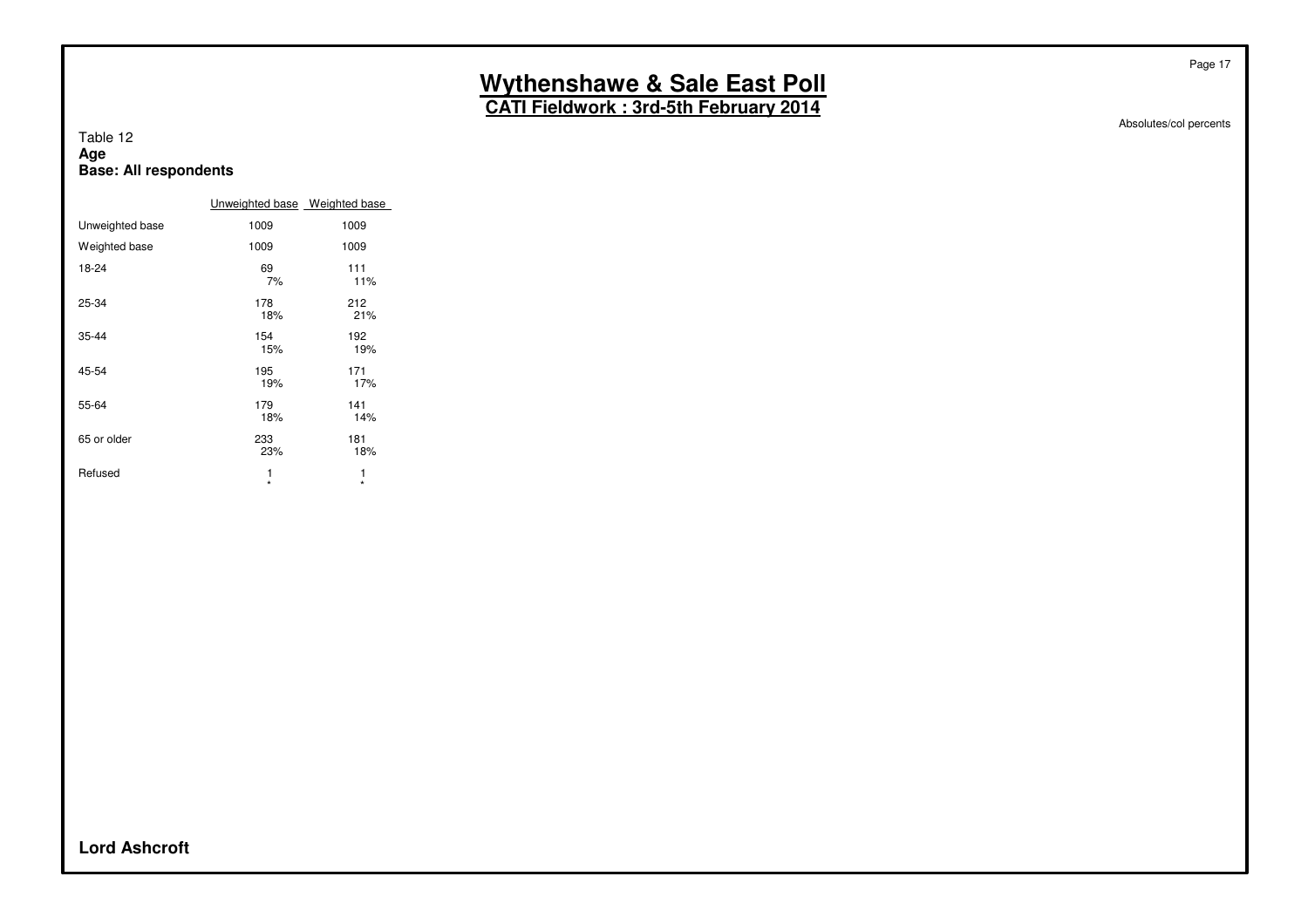# Wythenshawe & Sale East Poll

## CATI Fieldwork : 3rd-5th February 2014

Absolutes/col percents

Table 12
**Age**
**Base: All respondents**

| | Unweighted base | Weighted base |
|---|---|---|
| Unweighted base | 1009 | 1009 |
| Weighted base | 1009 | 1009 |
| 18-24 | 69<br>7% | 111<br>11% |
| 25-34 | 178<br>18% | 212<br>21% |
| 35-44 | 154<br>15% | 192<br>19% |
| 45-54 | 195<br>19% | 171<br>17% |
| 55-64 | 179<br>18% | 141<br>14% |
| 65 or older | 233<br>23% | 181<br>18% |
| Refused | 1<br>* | 1<br>* |

**Lord Ashcroft**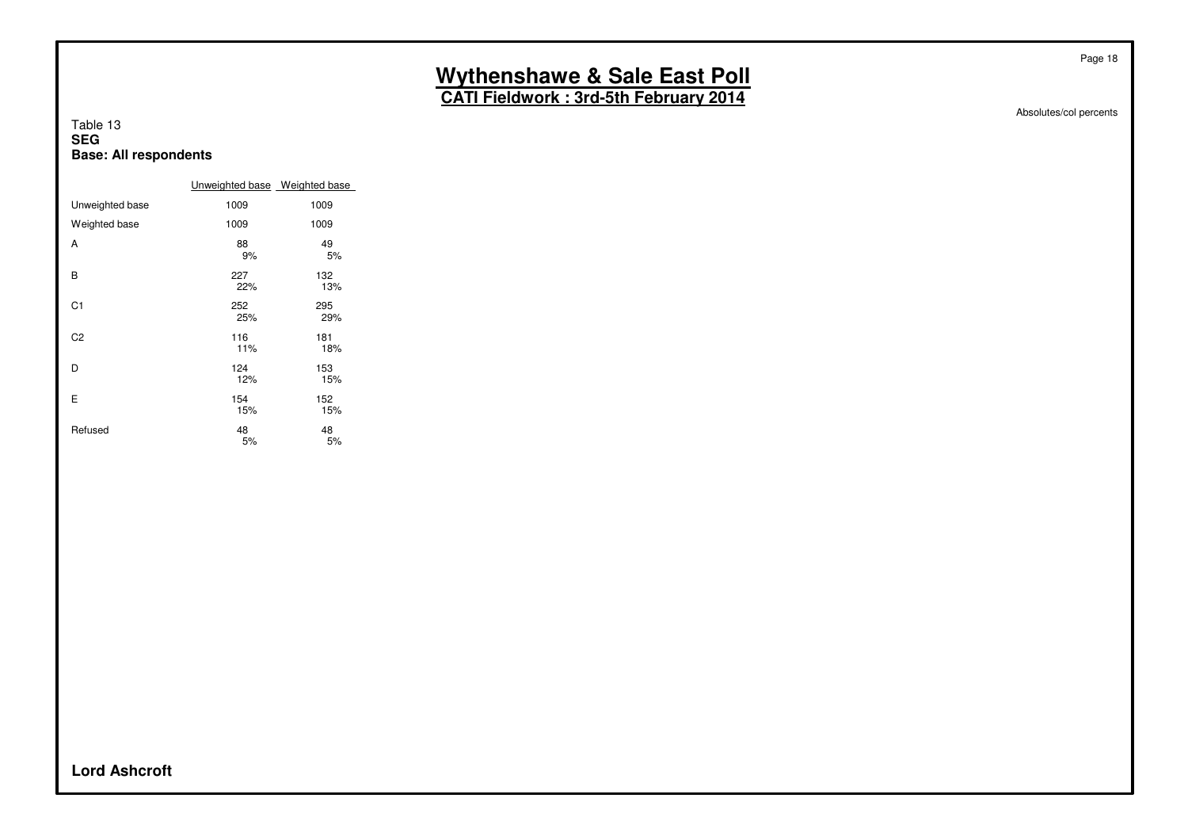# Wythenshawe & Sale East Poll

## CATI Fieldwork : 3rd-5th February 2014

Absolutes/col percents

Table 13
**SEG**
**Base: All respondents**

| | Unweighted base | Weighted base |
|---|---|---|
| Unweighted base | 1009 | 1009 |
| Weighted base | 1009 | 1009 |
| A | 88<br>9% | 49<br>5% |
| B | 227<br>22% | 132<br>13% |
| C1 | 252<br>25% | 295<br>29% |
| C2 | 116<br>11% | 181<br>18% |
| D | 124<br>12% | 153<br>15% |
| E | 154<br>15% | 152<br>15% |
| Refused | 48<br>5% | 48<br>5% |

**Lord Ashcroft**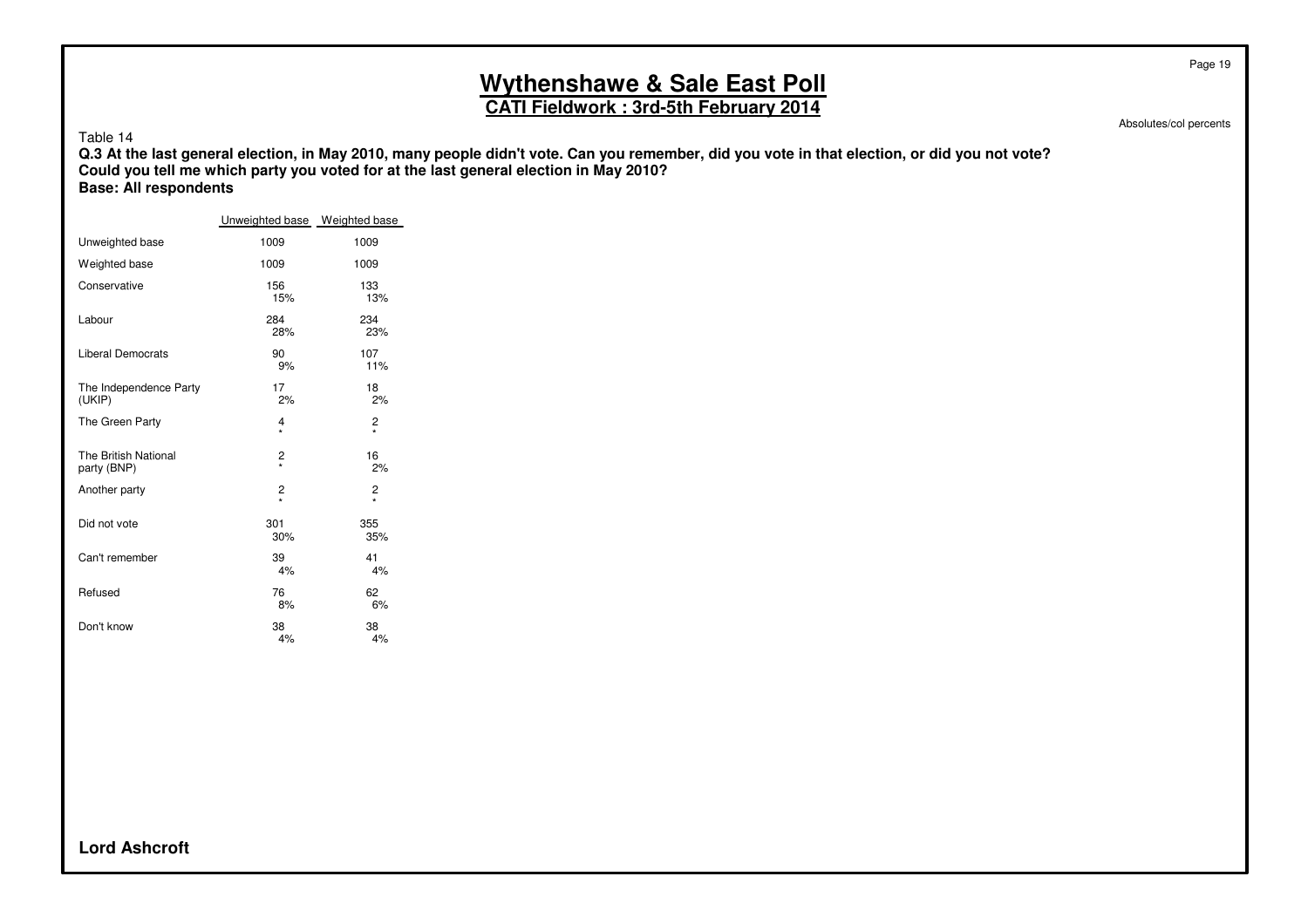# Wythenshawe & Sale East Poll

## CATI Fieldwork : 3rd-5th February 2014

Absolutes/col percents

Table 14

**Q.3 At the last general election, in May 2010, many people didn't vote. Can you remember, did you vote in that election, or did you not vote? Could you tell me which party you voted for at the last general election in May 2010?**

**Base: All respondents**

| | Unweighted base | Weighted base |
|---|---|---|
| Unweighted base | 1009 | 1009 |
| Weighted base | 1009 | 1009 |
| Conservative | 156<br>15% | 133<br>13% |
| Labour | 284<br>28% | 234<br>23% |
| Liberal Democrats | 90<br>9% | 107<br>11% |
| The Independence Party (UKIP) | 17<br>2% | 18<br>2% |
| The Green Party | 4<br>* | 2<br>* |
| The British National party (BNP) | 2<br>* | 16<br>2% |
| Another party | 2<br>* | 2<br>* |
| Did not vote | 301<br>30% | 355<br>35% |
| Can't remember | 39<br>4% | 41<br>4% |
| Refused | 76<br>8% | 62<br>6% |
| Don't know | 38<br>4% | 38<br>4% |

**Lord Ashcroft**